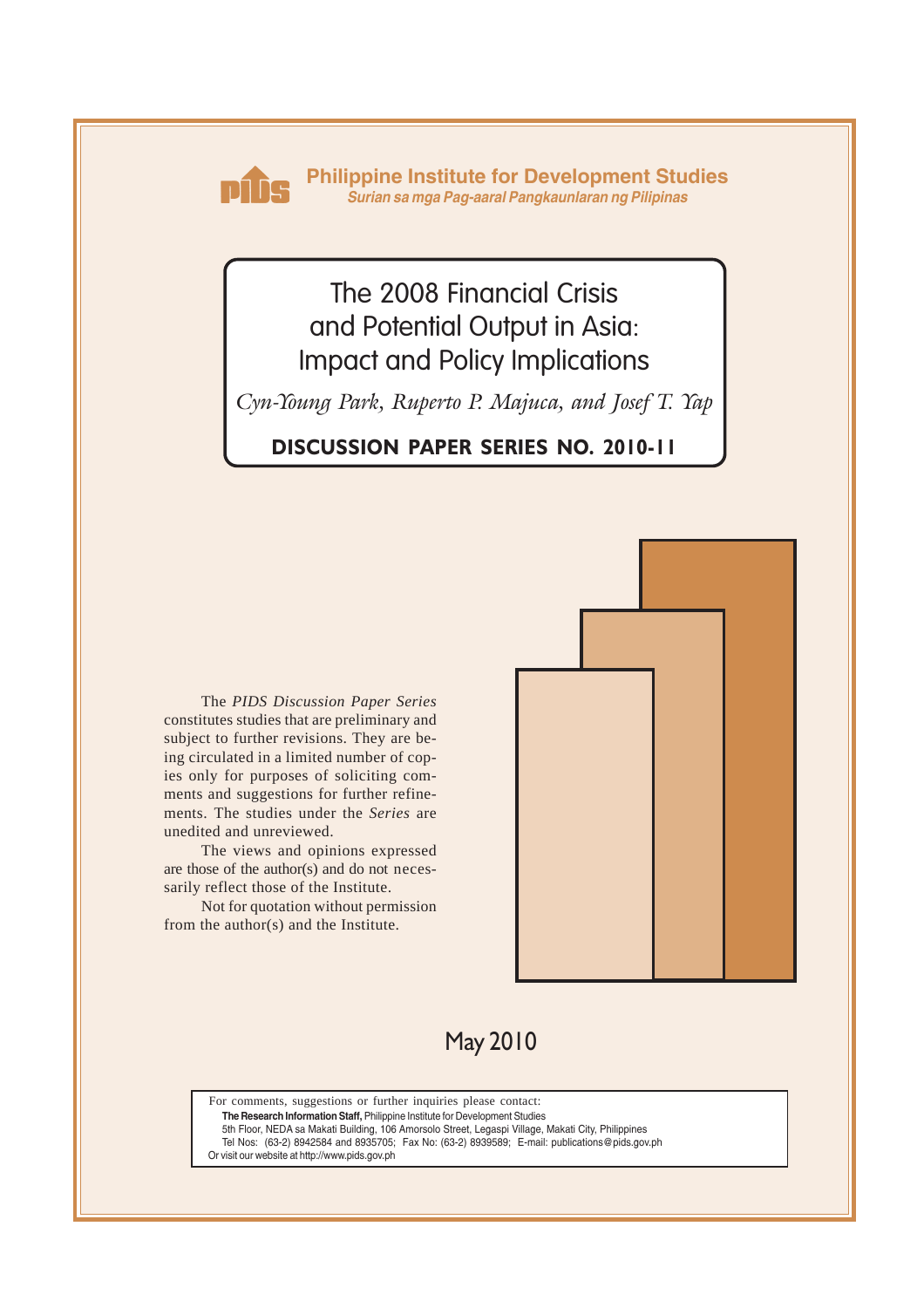**Philippine Institute for Development Studies**
*Surian sa mga Pag-aaral Pangkaunlaran ng Pilipinas*

# The 2008 Financial Crisis and Potential Output in Asia: Impact and Policy Implications

*Cyn-Young Park, Ruperto P. Majuca, and Josef T. Yap*

**DISCUSSION PAPER SERIES NO. 2010-11**

The *PIDS Discussion Paper Series* constitutes studies that are preliminary and subject to further revisions. They are being circulated in a limited number of copies only for purposes of soliciting comments and suggestions for further refinements. The studies under the *Series* are unedited and unreviewed.

The views and opinions expressed are those of the author(s) and do not necessarily reflect those of the Institute.

Not for quotation without permission from the author(s) and the Institute.

May 2010

For comments, suggestions or further inquiries please contact:
**The Research Information Staff,** Philippine Institute for Development Studies
5th Floor, NEDA sa Makati Building, 106 Amorsolo Street, Legaspi Village, Makati City, Philippines
Tel Nos: (63-2) 8942584 and 8935705; Fax No: (63-2) 8939589; E-mail: publications@pids.gov.ph
Or visit our website at http://www.pids.gov.ph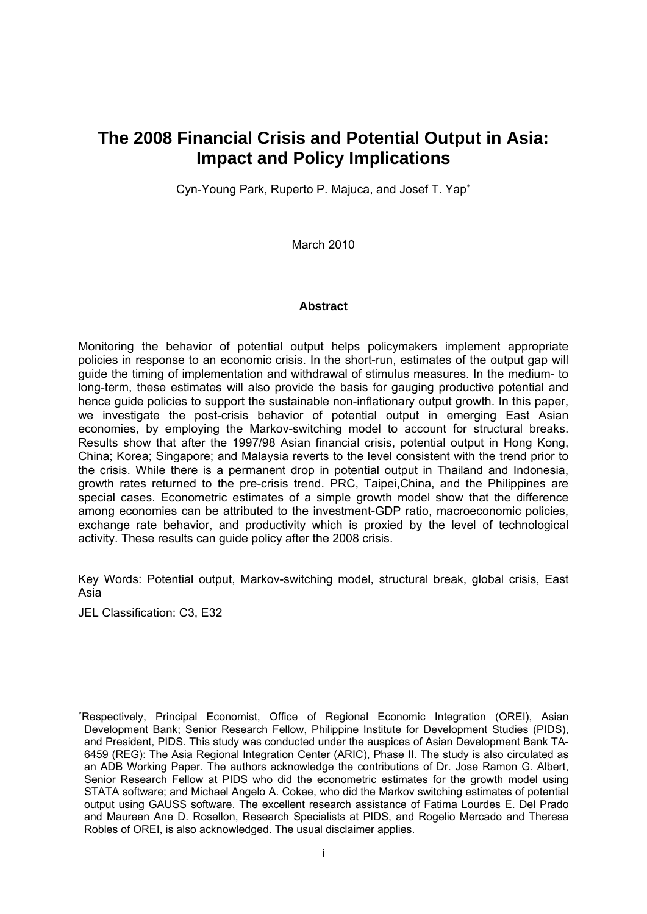# The 2008 Financial Crisis and Potential Output in Asia: Impact and Policy Implications

Cyn-Young Park, Ruperto P. Majuca, and Josef T. Yap*

March 2010

**Abstract**

Monitoring the behavior of potential output helps policymakers implement appropriate policies in response to an economic crisis. In the short-run, estimates of the output gap will guide the timing of implementation and withdrawal of stimulus measures. In the medium- to long-term, these estimates will also provide the basis for gauging productive potential and hence guide policies to support the sustainable non-inflationary output growth. In this paper, we investigate the post-crisis behavior of potential output in emerging East Asian economies, by employing the Markov-switching model to account for structural breaks. Results show that after the 1997/98 Asian financial crisis, potential output in Hong Kong, China; Korea; Singapore; and Malaysia reverts to the level consistent with the trend prior to the crisis. While there is a permanent drop in potential output in Thailand and Indonesia, growth rates returned to the pre-crisis trend. PRC, Taipei,China, and the Philippines are special cases. Econometric estimates of a simple growth model show that the difference among economies can be attributed to the investment-GDP ratio, macroeconomic policies, exchange rate behavior, and productivity which is proxied by the level of technological activity. These results can guide policy after the 2008 crisis.

Key Words: Potential output, Markov-switching model, structural break, global crisis, East Asia

JEL Classification: C3, E32

---

*Respectively, Principal Economist, Office of Regional Economic Integration (OREI), Asian Development Bank; Senior Research Fellow, Philippine Institute for Development Studies (PIDS), and President, PIDS. This study was conducted under the auspices of Asian Development Bank TA-6459 (REG): The Asia Regional Integration Center (ARIC), Phase II. The study is also circulated as an ADB Working Paper. The authors acknowledge the contributions of Dr. Jose Ramon G. Albert, Senior Research Fellow at PIDS who did the econometric estimates for the growth model using STATA software; and Michael Angelo A. Cokee, who did the Markov switching estimates of potential output using GAUSS software. The excellent research assistance of Fatima Lourdes E. Del Prado and Maureen Ane D. Rosellon, Research Specialists at PIDS, and Rogelio Mercado and Theresa Robles of OREI, is also acknowledged. The usual disclaimer applies.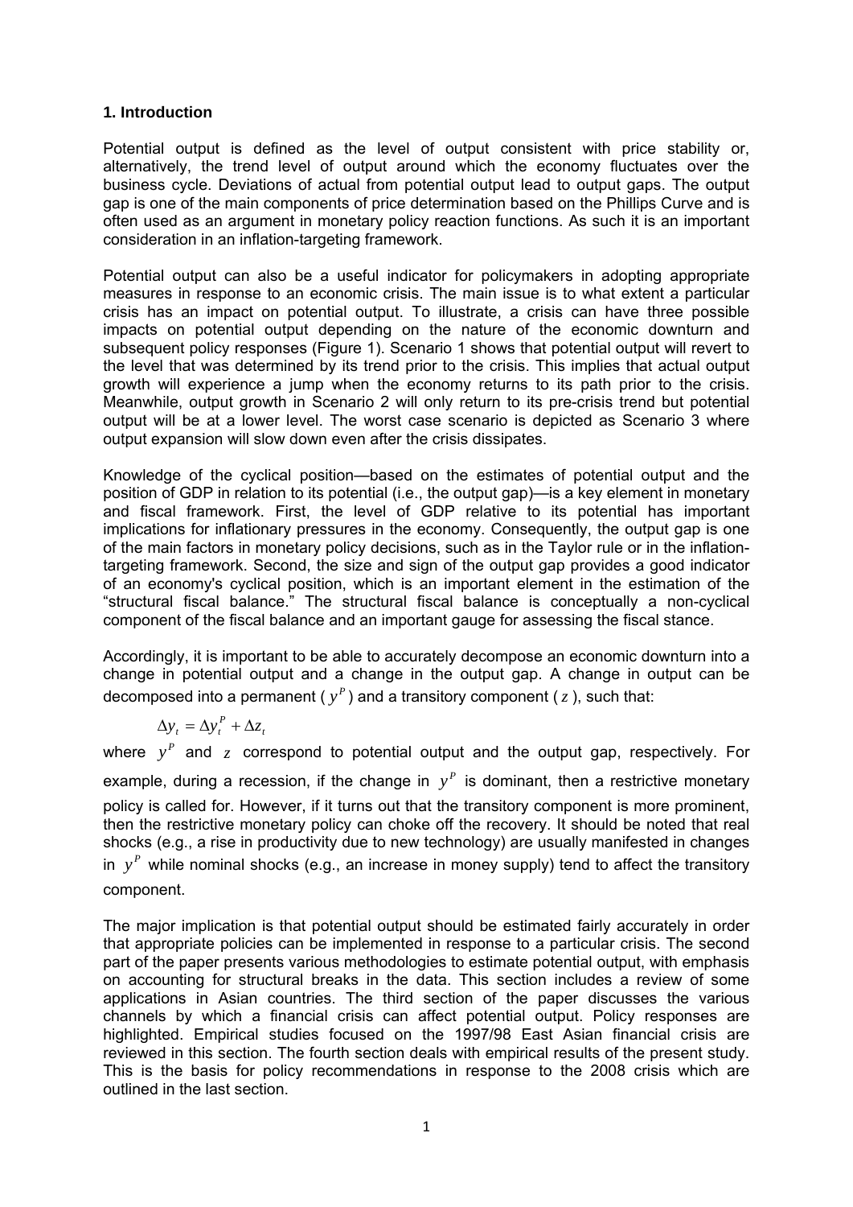## 1. Introduction

Potential output is defined as the level of output consistent with price stability or, alternatively, the trend level of output around which the economy fluctuates over the business cycle. Deviations of actual from potential output lead to output gaps. The output gap is one of the main components of price determination based on the Phillips Curve and is often used as an argument in monetary policy reaction functions. As such it is an important consideration in an inflation-targeting framework.

Potential output can also be a useful indicator for policymakers in adopting appropriate measures in response to an economic crisis. The main issue is to what extent a particular crisis has an impact on potential output. To illustrate, a crisis can have three possible impacts on potential output depending on the nature of the economic downturn and subsequent policy responses (Figure 1). Scenario 1 shows that potential output will revert to the level that was determined by its trend prior to the crisis. This implies that actual output growth will experience a jump when the economy returns to its path prior to the crisis. Meanwhile, output growth in Scenario 2 will only return to its pre-crisis trend but potential output will be at a lower level. The worst case scenario is depicted as Scenario 3 where output expansion will slow down even after the crisis dissipates.

Knowledge of the cyclical position—based on the estimates of potential output and the position of GDP in relation to its potential (i.e., the output gap)—is a key element in monetary and fiscal framework. First, the level of GDP relative to its potential has important implications for inflationary pressures in the economy. Consequently, the output gap is one of the main factors in monetary policy decisions, such as in the Taylor rule or in the inflation-targeting framework. Second, the size and sign of the output gap provides a good indicator of an economy's cyclical position, which is an important element in the estimation of the "structural fiscal balance." The structural fiscal balance is conceptually a non-cyclical component of the fiscal balance and an important gauge for assessing the fiscal stance.

Accordingly, it is important to be able to accurately decompose an economic downturn into a change in potential output and a change in the output gap. A change in output can be decomposed into a permanent ( $y^P$ ) and a transitory component ( $z$ ), such that:

$$\Delta y_t = \Delta y_t^P + \Delta z_t$$

where $y^P$ and $z$ correspond to potential output and the output gap, respectively. For example, during a recession, if the change in $y^P$ is dominant, then a restrictive monetary policy is called for. However, if it turns out that the transitory component is more prominent, then the restrictive monetary policy can choke off the recovery. It should be noted that real shocks (e.g., a rise in productivity due to new technology) are usually manifested in changes in $y^P$ while nominal shocks (e.g., an increase in money supply) tend to affect the transitory component.

The major implication is that potential output should be estimated fairly accurately in order that appropriate policies can be implemented in response to a particular crisis. The second part of the paper presents various methodologies to estimate potential output, with emphasis on accounting for structural breaks in the data. This section includes a review of some applications in Asian countries. The third section of the paper discusses the various channels by which a financial crisis can affect potential output. Policy responses are highlighted. Empirical studies focused on the 1997/98 East Asian financial crisis are reviewed in this section. The fourth section deals with empirical results of the present study. This is the basis for policy recommendations in response to the 2008 crisis which are outlined in the last section.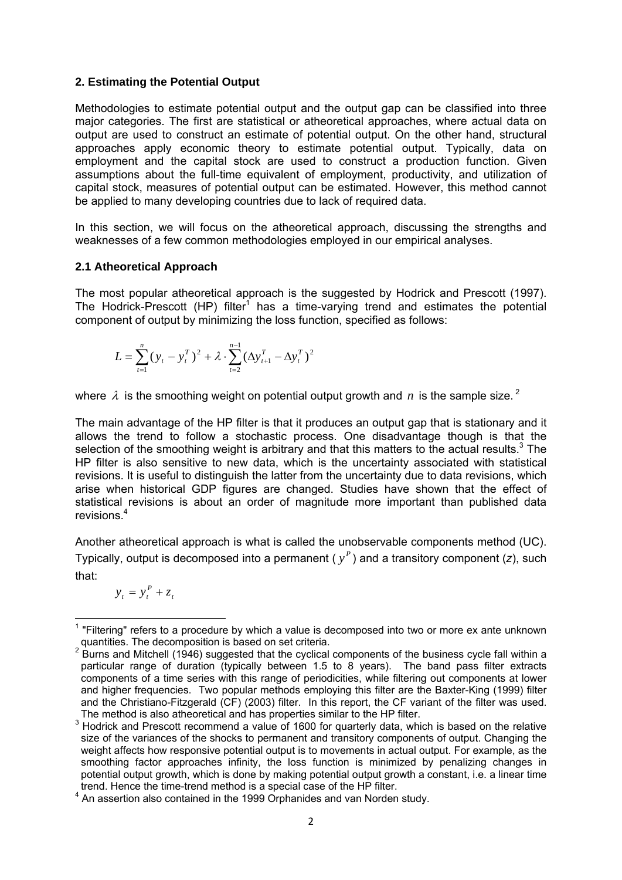### 2. Estimating the Potential Output

Methodologies to estimate potential output and the output gap can be classified into three major categories. The first are statistical or atheoretical approaches, where actual data on output are used to construct an estimate of potential output. On the other hand, structural approaches apply economic theory to estimate potential output. Typically, data on employment and the capital stock are used to construct a production function. Given assumptions about the full-time equivalent of employment, productivity, and utilization of capital stock, measures of potential output can be estimated. However, this method cannot be applied to many developing countries due to lack of required data.

In this section, we will focus on the atheoretical approach, discussing the strengths and weaknesses of a few common methodologies employed in our empirical analyses.

#### 2.1 Atheoretical Approach

The most popular atheoretical approach is the suggested by Hodrick and Prescott (1997). The Hodrick-Prescott (HP) filter[1] has a time-varying trend and estimates the potential component of output by minimizing the loss function, specified as follows:

$$L = \sum_{t=1}^{n}(y_t - y_t^T)^2 + \lambda \cdot \sum_{t=2}^{n-1}(\Delta y_{t+1}^T - \Delta y_t^T)^2$$

where $\lambda$ is the smoothing weight on potential output growth and $n$ is the sample size.[2]

The main advantage of the HP filter is that it produces an output gap that is stationary and it allows the trend to follow a stochastic process. One disadvantage though is that the selection of the smoothing weight is arbitrary and that this matters to the actual results.[3] The HP filter is also sensitive to new data, which is the uncertainty associated with statistical revisions. It is useful to distinguish the latter from the uncertainty due to data revisions, which arise when historical GDP figures are changed. Studies have shown that the effect of statistical revisions is about an order of magnitude more important than published data revisions.[4]

Another atheoretical approach is what is called the unobservable components method (UC). Typically, output is decomposed into a permanent ($y^P$) and a transitory component ($z$), such that:

$$y_t = y_t^P + z_t$$

[1] "Filtering" refers to a procedure by which a value is decomposed into two or more ex ante unknown quantities. The decomposition is based on set criteria.

[2] Burns and Mitchell (1946) suggested that the cyclical components of the business cycle fall within a particular range of duration (typically between 1.5 to 8 years). The band pass filter extracts components of a time series with this range of periodicities, while filtering out components at lower and higher frequencies. Two popular methods employing this filter are the Baxter-King (1999) filter and the Christiano-Fitzgerald (CF) (2003) filter. In this report, the CF variant of the filter was used. The method is also atheoretical and has properties similar to the HP filter.

[3] Hodrick and Prescott recommend a value of 1600 for quarterly data, which is based on the relative size of the variances of the shocks to permanent and transitory components of output. Changing the weight affects how responsive potential output is to movements in actual output. For example, as the smoothing factor approaches infinity, the loss function is minimized by penalizing changes in potential output growth, which is done by making potential output growth a constant, i.e. a linear time trend. Hence the time-trend method is a special case of the HP filter.

[4] An assertion also contained in the 1999 Orphanides and van Norden study.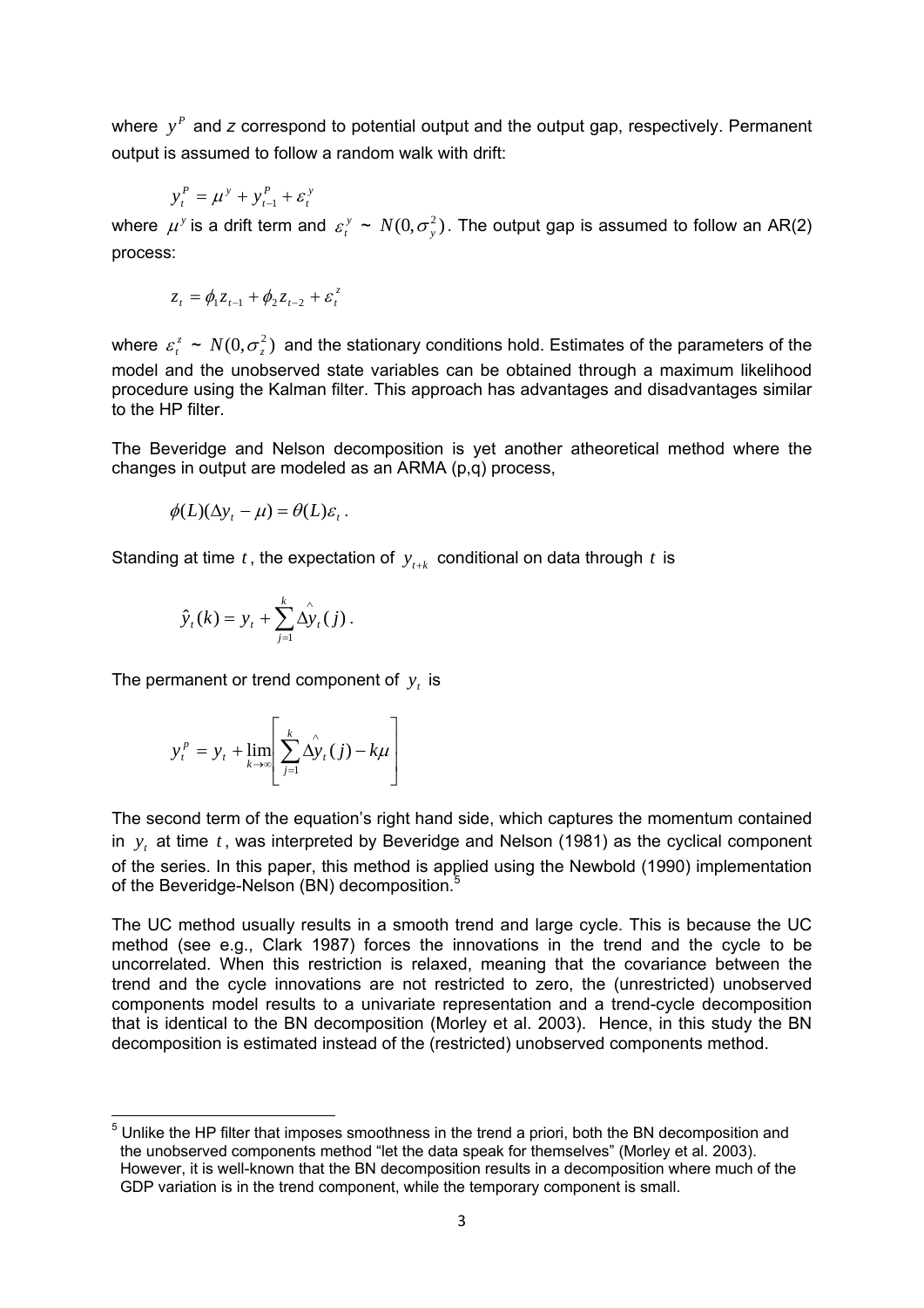where $y^P$ and $z$ correspond to potential output and the output gap, respectively. Permanent output is assumed to follow a random walk with drift:

$$y_t^P = \mu^y + y_{t-1}^P + \varepsilon_t^y$$

where $\mu^y$ is a drift term and $\varepsilon_t^y \sim N(0, \sigma_y^2)$. The output gap is assumed to follow an AR(2) process:

$$z_t = \phi_1 z_{t-1} + \phi_2 z_{t-2} + \varepsilon_t^z$$

where $\varepsilon_t^z \sim N(0, \sigma_z^2)$ and the stationary conditions hold. Estimates of the parameters of the model and the unobserved state variables can be obtained through a maximum likelihood procedure using the Kalman filter. This approach has advantages and disadvantages similar to the HP filter.

The Beveridge and Nelson decomposition is yet another atheoretical method where the changes in output are modeled as an ARMA (p,q) process,

$$\phi(L)(\Delta y_t - \mu) = \theta(L)\varepsilon_t .$$

Standing at time $t$, the expectation of $y_{t+k}$ conditional on data through $t$ is

$$\hat{y}_t(k) = y_t + \sum_{j=1}^{k} \hat{\Delta y}_t(j) .$$

The permanent or trend component of $y_t$ is

$$y_t^p = y_t + \lim_{k \to \infty} \left[ \sum_{j=1}^{k} \hat{\Delta y}_t(j) - k\mu \right]$$

The second term of the equation's right hand side, which captures the momentum contained in $y_t$ at time $t$, was interpreted by Beveridge and Nelson (1981) as the cyclical component of the series. In this paper, this method is applied using the Newbold (1990) implementation of the Beveridge-Nelson (BN) decomposition.[5]

The UC method usually results in a smooth trend and large cycle. This is because the UC method (see e.g., Clark 1987) forces the innovations in the trend and the cycle to be uncorrelated. When this restriction is relaxed, meaning that the covariance between the trend and the cycle innovations are not restricted to zero, the (unrestricted) unobserved components model results to a univariate representation and a trend-cycle decomposition that is identical to the BN decomposition (Morley et al. 2003). Hence, in this study the BN decomposition is estimated instead of the (restricted) unobserved components method.

[5] Unlike the HP filter that imposes smoothness in the trend a priori, both the BN decomposition and the unobserved components method "let the data speak for themselves" (Morley et al. 2003). However, it is well-known that the BN decomposition results in a decomposition where much of the GDP variation is in the trend component, while the temporary component is small.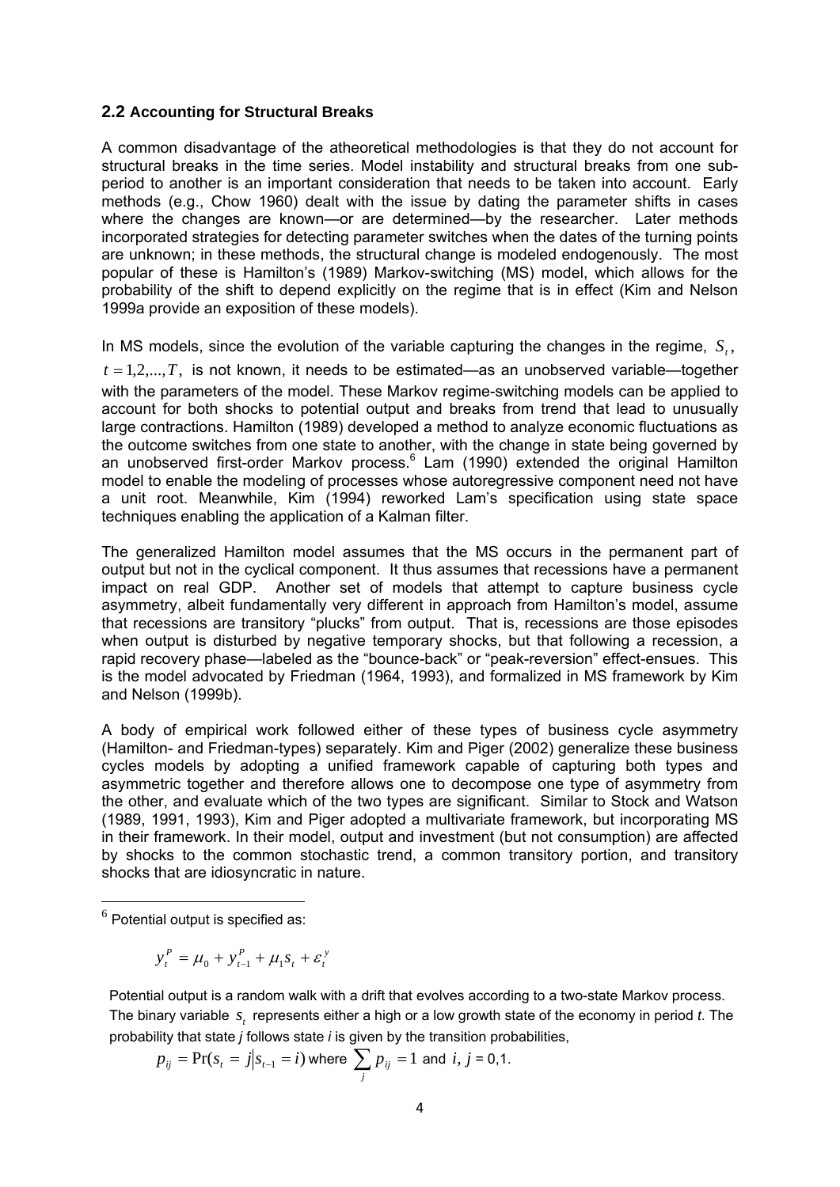## 2.2 Accounting for Structural Breaks

A common disadvantage of the atheoretical methodologies is that they do not account for structural breaks in the time series. Model instability and structural breaks from one sub-period to another is an important consideration that needs to be taken into account. Early methods (e.g., Chow 1960) dealt with the issue by dating the parameter shifts in cases where the changes are known—or are determined—by the researcher. Later methods incorporated strategies for detecting parameter switches when the dates of the turning points are unknown; in these methods, the structural change is modeled endogenously. The most popular of these is Hamilton's (1989) Markov-switching (MS) model, which allows for the probability of the shift to depend explicitly on the regime that is in effect (Kim and Nelson 1999a provide an exposition of these models).

In MS models, since the evolution of the variable capturing the changes in the regime, $S_t$, $t = 1,2,...,T$, is not known, it needs to be estimated—as an unobserved variable—together with the parameters of the model. These Markov regime-switching models can be applied to account for both shocks to potential output and breaks from trend that lead to unusually large contractions. Hamilton (1989) developed a method to analyze economic fluctuations as the outcome switches from one state to another, with the change in state being governed by an unobserved first-order Markov process.[6] Lam (1990) extended the original Hamilton model to enable the modeling of processes whose autoregressive component need not have a unit root. Meanwhile, Kim (1994) reworked Lam's specification using state space techniques enabling the application of a Kalman filter.

The generalized Hamilton model assumes that the MS occurs in the permanent part of output but not in the cyclical component. It thus assumes that recessions have a permanent impact on real GDP. Another set of models that attempt to capture business cycle asymmetry, albeit fundamentally very different in approach from Hamilton's model, assume that recessions are transitory "plucks" from output. That is, recessions are those episodes when output is disturbed by negative temporary shocks, but that following a recession, a rapid recovery phase—labeled as the "bounce-back" or "peak-reversion" effect-ensues. This is the model advocated by Friedman (1964, 1993), and formalized in MS framework by Kim and Nelson (1999b).

A body of empirical work followed either of these types of business cycle asymmetry (Hamilton- and Friedman-types) separately. Kim and Piger (2002) generalize these business cycles models by adopting a unified framework capable of capturing both types and asymmetric together and therefore allows one to decompose one type of asymmetry from the other, and evaluate which of the two types are significant. Similar to Stock and Watson (1989, 1991, 1993), Kim and Piger adopted a multivariate framework, but incorporating MS in their framework. In their model, output and investment (but not consumption) are affected by shocks to the common stochastic trend, a common transitory portion, and transitory shocks that are idiosyncratic in nature.

---

[6] Potential output is specified as:

$$y_t^P = \mu_0 + y_{t-1}^P + \mu_1 s_t + \varepsilon_t^y$$

Potential output is a random walk with a drift that evolves according to a two-state Markov process. The binary variable $s_t$ represents either a high or a low growth state of the economy in period *t*. The probability that state *j* follows state *i* is given by the transition probabilities,

$$p_{ij} = \Pr(s_t = j | s_{t-1} = i) \text{ where } \sum_j p_{ij} = 1 \text{ and } i, j = 0,1.$$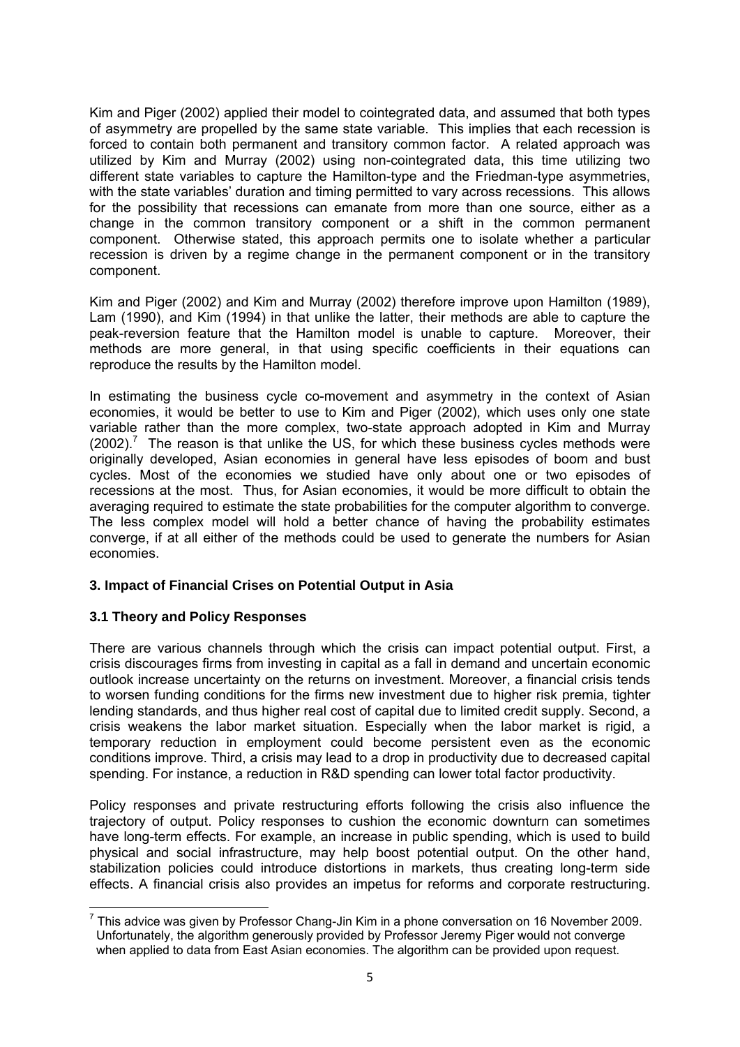Kim and Piger (2002) applied their model to cointegrated data, and assumed that both types of asymmetry are propelled by the same state variable. This implies that each recession is forced to contain both permanent and transitory common factor. A related approach was utilized by Kim and Murray (2002) using non-cointegrated data, this time utilizing two different state variables to capture the Hamilton-type and the Friedman-type asymmetries, with the state variables' duration and timing permitted to vary across recessions. This allows for the possibility that recessions can emanate from more than one source, either as a change in the common transitory component or a shift in the common permanent component. Otherwise stated, this approach permits one to isolate whether a particular recession is driven by a regime change in the permanent component or in the transitory component.

Kim and Piger (2002) and Kim and Murray (2002) therefore improve upon Hamilton (1989), Lam (1990), and Kim (1994) in that unlike the latter, their methods are able to capture the peak-reversion feature that the Hamilton model is unable to capture. Moreover, their methods are more general, in that using specific coefficients in their equations can reproduce the results by the Hamilton model.

In estimating the business cycle co-movement and asymmetry in the context of Asian economies, it would be better to use to Kim and Piger (2002), which uses only one state variable rather than the more complex, two-state approach adopted in Kim and Murray (2002).[7] The reason is that unlike the US, for which these business cycles methods were originally developed, Asian economies in general have less episodes of boom and bust cycles. Most of the economies we studied have only about one or two episodes of recessions at the most. Thus, for Asian economies, it would be more difficult to obtain the averaging required to estimate the state probabilities for the computer algorithm to converge. The less complex model will hold a better chance of having the probability estimates converge, if at all either of the methods could be used to generate the numbers for Asian economies.

### 3. Impact of Financial Crises on Potential Output in Asia

#### 3.1 Theory and Policy Responses

There are various channels through which the crisis can impact potential output. First, a crisis discourages firms from investing in capital as a fall in demand and uncertain economic outlook increase uncertainty on the returns on investment. Moreover, a financial crisis tends to worsen funding conditions for the firms new investment due to higher risk premia, tighter lending standards, and thus higher real cost of capital due to limited credit supply. Second, a crisis weakens the labor market situation. Especially when the labor market is rigid, a temporary reduction in employment could become persistent even as the economic conditions improve. Third, a crisis may lead to a drop in productivity due to decreased capital spending. For instance, a reduction in R&D spending can lower total factor productivity.

Policy responses and private restructuring efforts following the crisis also influence the trajectory of output. Policy responses to cushion the economic downturn can sometimes have long-term effects. For example, an increase in public spending, which is used to build physical and social infrastructure, may help boost potential output. On the other hand, stabilization policies could introduce distortions in markets, thus creating long-term side effects. A financial crisis also provides an impetus for reforms and corporate restructuring.

---

[7] This advice was given by Professor Chang-Jin Kim in a phone conversation on 16 November 2009. Unfortunately, the algorithm generously provided by Professor Jeremy Piger would not converge when applied to data from East Asian economies. The algorithm can be provided upon request.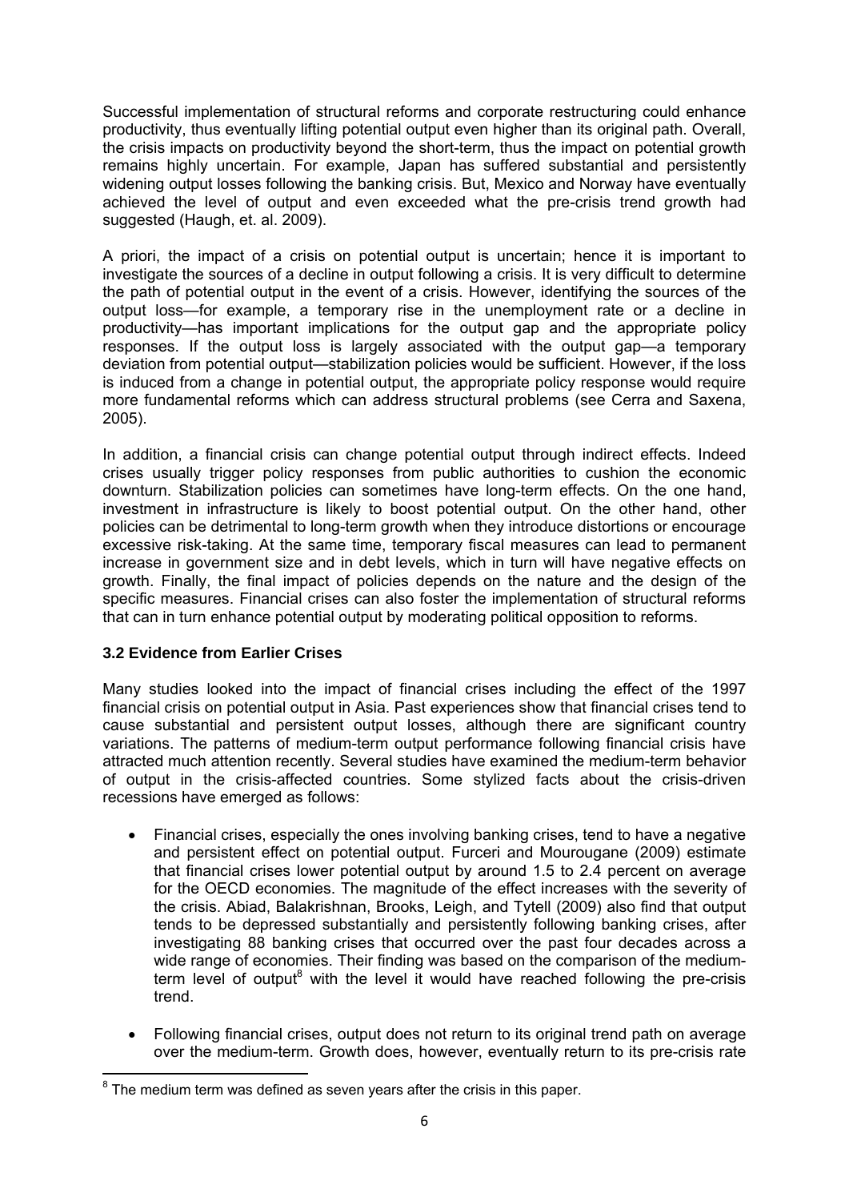Successful implementation of structural reforms and corporate restructuring could enhance productivity, thus eventually lifting potential output even higher than its original path. Overall, the crisis impacts on productivity beyond the short-term, thus the impact on potential growth remains highly uncertain. For example, Japan has suffered substantial and persistently widening output losses following the banking crisis. But, Mexico and Norway have eventually achieved the level of output and even exceeded what the pre-crisis trend growth had suggested (Haugh, et. al. 2009).

A priori, the impact of a crisis on potential output is uncertain; hence it is important to investigate the sources of a decline in output following a crisis. It is very difficult to determine the path of potential output in the event of a crisis. However, identifying the sources of the output loss—for example, a temporary rise in the unemployment rate or a decline in productivity—has important implications for the output gap and the appropriate policy responses. If the output loss is largely associated with the output gap—a temporary deviation from potential output—stabilization policies would be sufficient. However, if the loss is induced from a change in potential output, the appropriate policy response would require more fundamental reforms which can address structural problems (see Cerra and Saxena, 2005).

In addition, a financial crisis can change potential output through indirect effects. Indeed crises usually trigger policy responses from public authorities to cushion the economic downturn. Stabilization policies can sometimes have long-term effects. On the one hand, investment in infrastructure is likely to boost potential output. On the other hand, other policies can be detrimental to long-term growth when they introduce distortions or encourage excessive risk-taking. At the same time, temporary fiscal measures can lead to permanent increase in government size and in debt levels, which in turn will have negative effects on growth. Finally, the final impact of policies depends on the nature and the design of the specific measures. Financial crises can also foster the implementation of structural reforms that can in turn enhance potential output by moderating political opposition to reforms.

### 3.2 Evidence from Earlier Crises

Many studies looked into the impact of financial crises including the effect of the 1997 financial crisis on potential output in Asia. Past experiences show that financial crises tend to cause substantial and persistent output losses, although there are significant country variations. The patterns of medium-term output performance following financial crisis have attracted much attention recently. Several studies have examined the medium-term behavior of output in the crisis-affected countries. Some stylized facts about the crisis-driven recessions have emerged as follows:

- Financial crises, especially the ones involving banking crises, tend to have a negative and persistent effect on potential output. Furceri and Mourougane (2009) estimate that financial crises lower potential output by around 1.5 to 2.4 percent on average for the OECD economies. The magnitude of the effect increases with the severity of the crisis. Abiad, Balakrishnan, Brooks, Leigh, and Tytell (2009) also find that output tends to be depressed substantially and persistently following banking crises, after investigating 88 banking crises that occurred over the past four decades across a wide range of economies. Their finding was based on the comparison of the medium-term level of output[8] with the level it would have reached following the pre-crisis trend.

- Following financial crises, output does not return to its original trend path on average over the medium-term. Growth does, however, eventually return to its pre-crisis rate

[8] The medium term was defined as seven years after the crisis in this paper.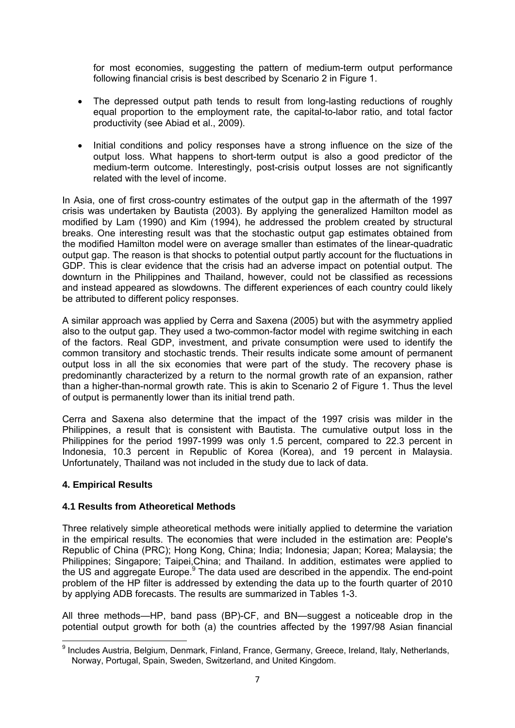for most economies, suggesting the pattern of medium-term output performance following financial crisis is best described by Scenario 2 in Figure 1.

- The depressed output path tends to result from long-lasting reductions of roughly equal proportion to the employment rate, the capital-to-labor ratio, and total factor productivity (see Abiad et al., 2009).
- Initial conditions and policy responses have a strong influence on the size of the output loss. What happens to short-term output is also a good predictor of the medium-term outcome. Interestingly, post-crisis output losses are not significantly related with the level of income.

In Asia, one of first cross-country estimates of the output gap in the aftermath of the 1997 crisis was undertaken by Bautista (2003). By applying the generalized Hamilton model as modified by Lam (1990) and Kim (1994), he addressed the problem created by structural breaks. One interesting result was that the stochastic output gap estimates obtained from the modified Hamilton model were on average smaller than estimates of the linear-quadratic output gap. The reason is that shocks to potential output partly account for the fluctuations in GDP. This is clear evidence that the crisis had an adverse impact on potential output. The downturn in the Philippines and Thailand, however, could not be classified as recessions and instead appeared as slowdowns. The different experiences of each country could likely be attributed to different policy responses.

A similar approach was applied by Cerra and Saxena (2005) but with the asymmetry applied also to the output gap. They used a two-common-factor model with regime switching in each of the factors. Real GDP, investment, and private consumption were used to identify the common transitory and stochastic trends. Their results indicate some amount of permanent output loss in all the six economies that were part of the study. The recovery phase is predominantly characterized by a return to the normal growth rate of an expansion, rather than a higher-than-normal growth rate. This is akin to Scenario 2 of Figure 1. Thus the level of output is permanently lower than its initial trend path.

Cerra and Saxena also determine that the impact of the 1997 crisis was milder in the Philippines, a result that is consistent with Bautista. The cumulative output loss in the Philippines for the period 1997-1999 was only 1.5 percent, compared to 22.3 percent in Indonesia, 10.3 percent in Republic of Korea (Korea), and 19 percent in Malaysia. Unfortunately, Thailand was not included in the study due to lack of data.

## 4. Empirical Results

### 4.1 Results from Atheoretical Methods

Three relatively simple atheoretical methods were initially applied to determine the variation in the empirical results. The economies that were included in the estimation are: People's Republic of China (PRC); Hong Kong, China; India; Indonesia; Japan; Korea; Malaysia; the Philippines; Singapore; Taipei,China; and Thailand. In addition, estimates were applied to the US and aggregate Europe.[9] The data used are described in the appendix. The end-point problem of the HP filter is addressed by extending the data up to the fourth quarter of 2010 by applying ADB forecasts. The results are summarized in Tables 1-3.

All three methods—HP, band pass (BP)-CF, and BN—suggest a noticeable drop in the potential output growth for both (a) the countries affected by the 1997/98 Asian financial

[9] Includes Austria, Belgium, Denmark, Finland, France, Germany, Greece, Ireland, Italy, Netherlands, Norway, Portugal, Spain, Sweden, Switzerland, and United Kingdom.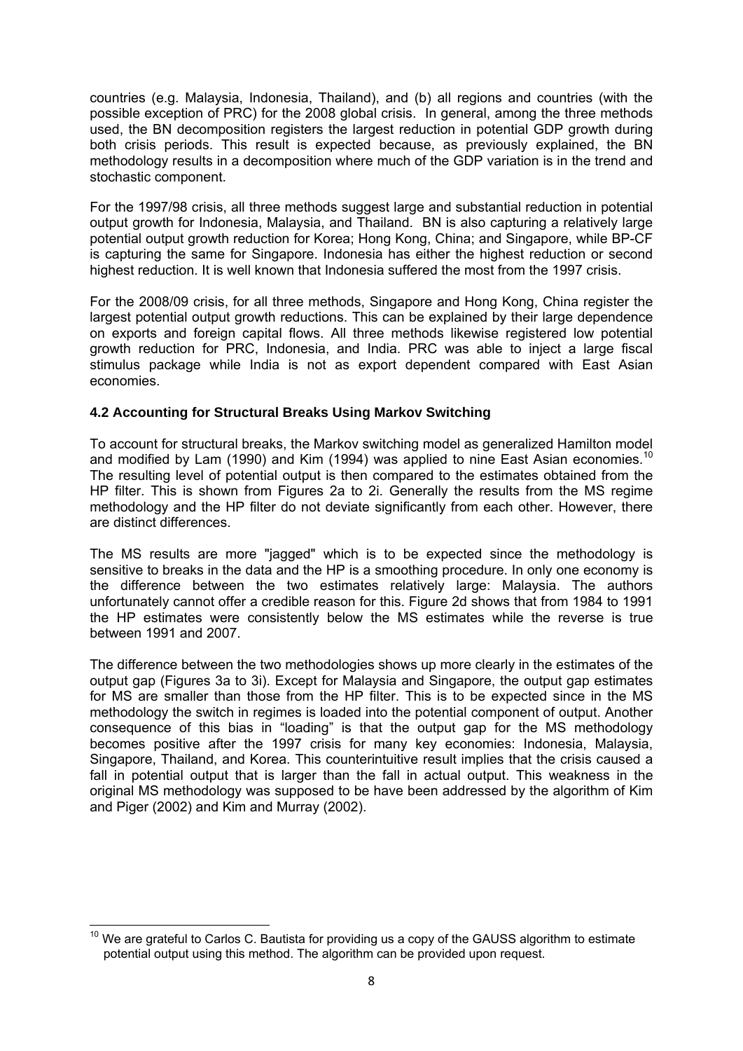countries (e.g. Malaysia, Indonesia, Thailand), and (b) all regions and countries (with the possible exception of PRC) for the 2008 global crisis. In general, among the three methods used, the BN decomposition registers the largest reduction in potential GDP growth during both crisis periods. This result is expected because, as previously explained, the BN methodology results in a decomposition where much of the GDP variation is in the trend and stochastic component.

For the 1997/98 crisis, all three methods suggest large and substantial reduction in potential output growth for Indonesia, Malaysia, and Thailand. BN is also capturing a relatively large potential output growth reduction for Korea; Hong Kong, China; and Singapore, while BP-CF is capturing the same for Singapore. Indonesia has either the highest reduction or second highest reduction. It is well known that Indonesia suffered the most from the 1997 crisis.

For the 2008/09 crisis, for all three methods, Singapore and Hong Kong, China register the largest potential output growth reductions. This can be explained by their large dependence on exports and foreign capital flows. All three methods likewise registered low potential growth reduction for PRC, Indonesia, and India. PRC was able to inject a large fiscal stimulus package while India is not as export dependent compared with East Asian economies.

### 4.2 Accounting for Structural Breaks Using Markov Switching

To account for structural breaks, the Markov switching model as generalized Hamilton model and modified by Lam (1990) and Kim (1994) was applied to nine East Asian economies.[10] The resulting level of potential output is then compared to the estimates obtained from the HP filter. This is shown from Figures 2a to 2i. Generally the results from the MS regime methodology and the HP filter do not deviate significantly from each other. However, there are distinct differences.

The MS results are more "jagged" which is to be expected since the methodology is sensitive to breaks in the data and the HP is a smoothing procedure. In only one economy is the difference between the two estimates relatively large: Malaysia. The authors unfortunately cannot offer a credible reason for this. Figure 2d shows that from 1984 to 1991 the HP estimates were consistently below the MS estimates while the reverse is true between 1991 and 2007.

The difference between the two methodologies shows up more clearly in the estimates of the output gap (Figures 3a to 3i). Except for Malaysia and Singapore, the output gap estimates for MS are smaller than those from the HP filter. This is to be expected since in the MS methodology the switch in regimes is loaded into the potential component of output. Another consequence of this bias in "loading" is that the output gap for the MS methodology becomes positive after the 1997 crisis for many key economies: Indonesia, Malaysia, Singapore, Thailand, and Korea. This counterintuitive result implies that the crisis caused a fall in potential output that is larger than the fall in actual output. This weakness in the original MS methodology was supposed to be have been addressed by the algorithm of Kim and Piger (2002) and Kim and Murray (2002).

---

[10] We are grateful to Carlos C. Bautista for providing us a copy of the GAUSS algorithm to estimate potential output using this method. The algorithm can be provided upon request.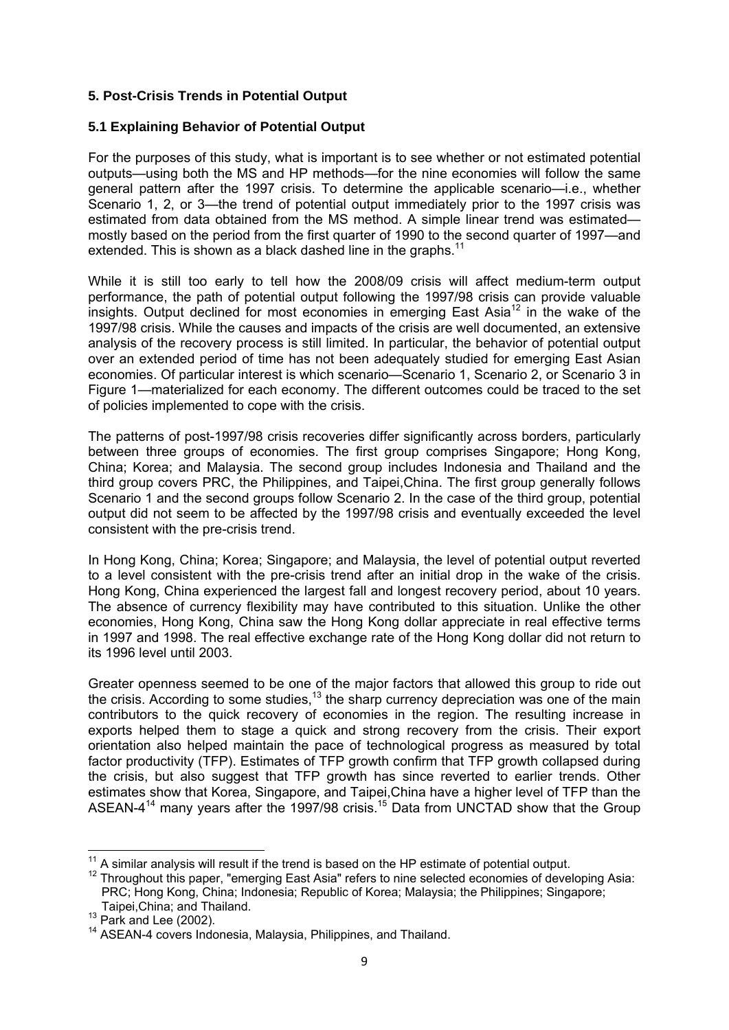## 5. Post-Crisis Trends in Potential Output

### 5.1 Explaining Behavior of Potential Output

For the purposes of this study, what is important is to see whether or not estimated potential outputs—using both the MS and HP methods—for the nine economies will follow the same general pattern after the 1997 crisis. To determine the applicable scenario—i.e., whether Scenario 1, 2, or 3—the trend of potential output immediately prior to the 1997 crisis was estimated from data obtained from the MS method. A simple linear trend was estimated—mostly based on the period from the first quarter of 1990 to the second quarter of 1997—and extended. This is shown as a black dashed line in the graphs.[11]

While it is still too early to tell how the 2008/09 crisis will affect medium-term output performance, the path of potential output following the 1997/98 crisis can provide valuable insights. Output declined for most economies in emerging East Asia[12] in the wake of the 1997/98 crisis. While the causes and impacts of the crisis are well documented, an extensive analysis of the recovery process is still limited. In particular, the behavior of potential output over an extended period of time has not been adequately studied for emerging East Asian economies. Of particular interest is which scenario—Scenario 1, Scenario 2, or Scenario 3 in Figure 1—materialized for each economy. The different outcomes could be traced to the set of policies implemented to cope with the crisis.

The patterns of post-1997/98 crisis recoveries differ significantly across borders, particularly between three groups of economies. The first group comprises Singapore; Hong Kong, China; Korea; and Malaysia. The second group includes Indonesia and Thailand and the third group covers PRC, the Philippines, and Taipei,China. The first group generally follows Scenario 1 and the second groups follow Scenario 2. In the case of the third group, potential output did not seem to be affected by the 1997/98 crisis and eventually exceeded the level consistent with the pre-crisis trend.

In Hong Kong, China; Korea; Singapore; and Malaysia, the level of potential output reverted to a level consistent with the pre-crisis trend after an initial drop in the wake of the crisis. Hong Kong, China experienced the largest fall and longest recovery period, about 10 years. The absence of currency flexibility may have contributed to this situation. Unlike the other economies, Hong Kong, China saw the Hong Kong dollar appreciate in real effective terms in 1997 and 1998. The real effective exchange rate of the Hong Kong dollar did not return to its 1996 level until 2003.

Greater openness seemed to be one of the major factors that allowed this group to ride out the crisis. According to some studies,[13] the sharp currency depreciation was one of the main contributors to the quick recovery of economies in the region. The resulting increase in exports helped them to stage a quick and strong recovery from the crisis. Their export orientation also helped maintain the pace of technological progress as measured by total factor productivity (TFP). Estimates of TFP growth confirm that TFP growth collapsed during the crisis, but also suggest that TFP growth has since reverted to earlier trends. Other estimates show that Korea, Singapore, and Taipei,China have a higher level of TFP than the ASEAN-4[14] many years after the 1997/98 crisis.[15] Data from UNCTAD show that the Group

---

[11] A similar analysis will result if the trend is based on the HP estimate of potential output.

[12] Throughout this paper, "emerging East Asia" refers to nine selected economies of developing Asia: PRC; Hong Kong, China; Indonesia; Republic of Korea; Malaysia; the Philippines; Singapore; Taipei,China; and Thailand.

[13] Park and Lee (2002).

[14] ASEAN-4 covers Indonesia, Malaysia, Philippines, and Thailand.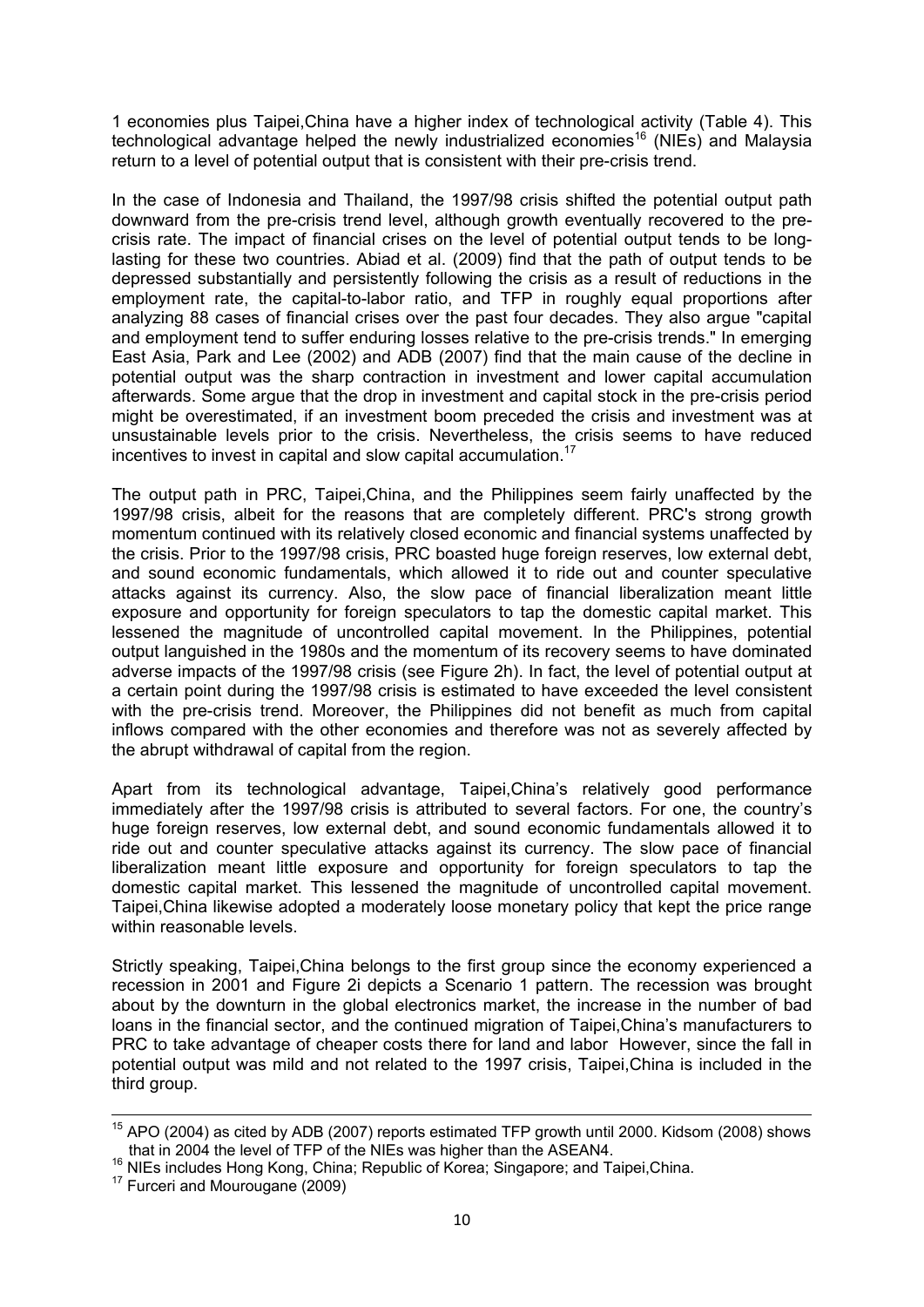1 economies plus Taipei,China have a higher index of technological activity (Table 4). This technological advantage helped the newly industrialized economies[16] (NIEs) and Malaysia return to a level of potential output that is consistent with their pre-crisis trend.

In the case of Indonesia and Thailand, the 1997/98 crisis shifted the potential output path downward from the pre-crisis trend level, although growth eventually recovered to the pre-crisis rate. The impact of financial crises on the level of potential output tends to be long-lasting for these two countries. Abiad et al. (2009) find that the path of output tends to be depressed substantially and persistently following the crisis as a result of reductions in the employment rate, the capital-to-labor ratio, and TFP in roughly equal proportions after analyzing 88 cases of financial crises over the past four decades. They also argue "capital and employment tend to suffer enduring losses relative to the pre-crisis trends." In emerging East Asia, Park and Lee (2002) and ADB (2007) find that the main cause of the decline in potential output was the sharp contraction in investment and lower capital accumulation afterwards. Some argue that the drop in investment and capital stock in the pre-crisis period might be overestimated, if an investment boom preceded the crisis and investment was at unsustainable levels prior to the crisis. Nevertheless, the crisis seems to have reduced incentives to invest in capital and slow capital accumulation.[17]

The output path in PRC, Taipei,China, and the Philippines seem fairly unaffected by the 1997/98 crisis, albeit for the reasons that are completely different. PRC's strong growth momentum continued with its relatively closed economic and financial systems unaffected by the crisis. Prior to the 1997/98 crisis, PRC boasted huge foreign reserves, low external debt, and sound economic fundamentals, which allowed it to ride out and counter speculative attacks against its currency. Also, the slow pace of financial liberalization meant little exposure and opportunity for foreign speculators to tap the domestic capital market. This lessened the magnitude of uncontrolled capital movement. In the Philippines, potential output languished in the 1980s and the momentum of its recovery seems to have dominated adverse impacts of the 1997/98 crisis (see Figure 2h). In fact, the level of potential output at a certain point during the 1997/98 crisis is estimated to have exceeded the level consistent with the pre-crisis trend. Moreover, the Philippines did not benefit as much from capital inflows compared with the other economies and therefore was not as severely affected by the abrupt withdrawal of capital from the region.

Apart from its technological advantage, Taipei,China's relatively good performance immediately after the 1997/98 crisis is attributed to several factors. For one, the country's huge foreign reserves, low external debt, and sound economic fundamentals allowed it to ride out and counter speculative attacks against its currency. The slow pace of financial liberalization meant little exposure and opportunity for foreign speculators to tap the domestic capital market. This lessened the magnitude of uncontrolled capital movement. Taipei,China likewise adopted a moderately loose monetary policy that kept the price range within reasonable levels.

Strictly speaking, Taipei,China belongs to the first group since the economy experienced a recession in 2001 and Figure 2i depicts a Scenario 1 pattern. The recession was brought about by the downturn in the global electronics market, the increase in the number of bad loans in the financial sector, and the continued migration of Taipei,China's manufacturers to PRC to take advantage of cheaper costs there for land and labor However, since the fall in potential output was mild and not related to the 1997 crisis, Taipei,China is included in the third group.

---

[15] APO (2004) as cited by ADB (2007) reports estimated TFP growth until 2000. Kidsom (2008) shows that in 2004 the level of TFP of the NIEs was higher than the ASEAN4.

[16] NIEs includes Hong Kong, China; Republic of Korea; Singapore; and Taipei,China.

[17] Furceri and Mourougane (2009)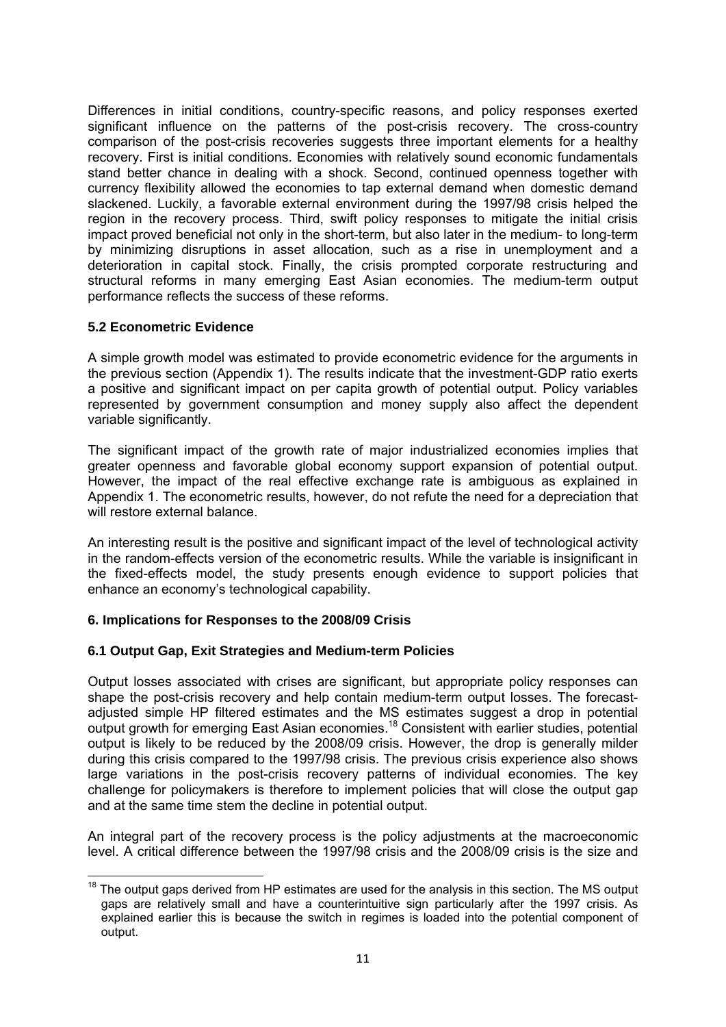Differences in initial conditions, country-specific reasons, and policy responses exerted significant influence on the patterns of the post-crisis recovery. The cross-country comparison of the post-crisis recoveries suggests three important elements for a healthy recovery. First is initial conditions. Economies with relatively sound economic fundamentals stand better chance in dealing with a shock. Second, continued openness together with currency flexibility allowed the economies to tap external demand when domestic demand slackened. Luckily, a favorable external environment during the 1997/98 crisis helped the region in the recovery process. Third, swift policy responses to mitigate the initial crisis impact proved beneficial not only in the short-term, but also later in the medium- to long-term by minimizing disruptions in asset allocation, such as a rise in unemployment and a deterioration in capital stock. Finally, the crisis prompted corporate restructuring and structural reforms in many emerging East Asian economies. The medium-term output performance reflects the success of these reforms.

### 5.2 Econometric Evidence

A simple growth model was estimated to provide econometric evidence for the arguments in the previous section (Appendix 1). The results indicate that the investment-GDP ratio exerts a positive and significant impact on per capita growth of potential output. Policy variables represented by government consumption and money supply also affect the dependent variable significantly.

The significant impact of the growth rate of major industrialized economies implies that greater openness and favorable global economy support expansion of potential output. However, the impact of the real effective exchange rate is ambiguous as explained in Appendix 1. The econometric results, however, do not refute the need for a depreciation that will restore external balance.

An interesting result is the positive and significant impact of the level of technological activity in the random-effects version of the econometric results. While the variable is insignificant in the fixed-effects model, the study presents enough evidence to support policies that enhance an economy's technological capability.

## 6. Implications for Responses to the 2008/09 Crisis

### 6.1 Output Gap, Exit Strategies and Medium-term Policies

Output losses associated with crises are significant, but appropriate policy responses can shape the post-crisis recovery and help contain medium-term output losses. The forecast-adjusted simple HP filtered estimates and the MS estimates suggest a drop in potential output growth for emerging East Asian economies.[18] Consistent with earlier studies, potential output is likely to be reduced by the 2008/09 crisis. However, the drop is generally milder during this crisis compared to the 1997/98 crisis. The previous crisis experience also shows large variations in the post-crisis recovery patterns of individual economies. The key challenge for policymakers is therefore to implement policies that will close the output gap and at the same time stem the decline in potential output.

An integral part of the recovery process is the policy adjustments at the macroeconomic level. A critical difference between the 1997/98 crisis and the 2008/09 crisis is the size and

[18] The output gaps derived from HP estimates are used for the analysis in this section. The MS output gaps are relatively small and have a counterintuitive sign particularly after the 1997 crisis. As explained earlier this is because the switch in regimes is loaded into the potential component of output.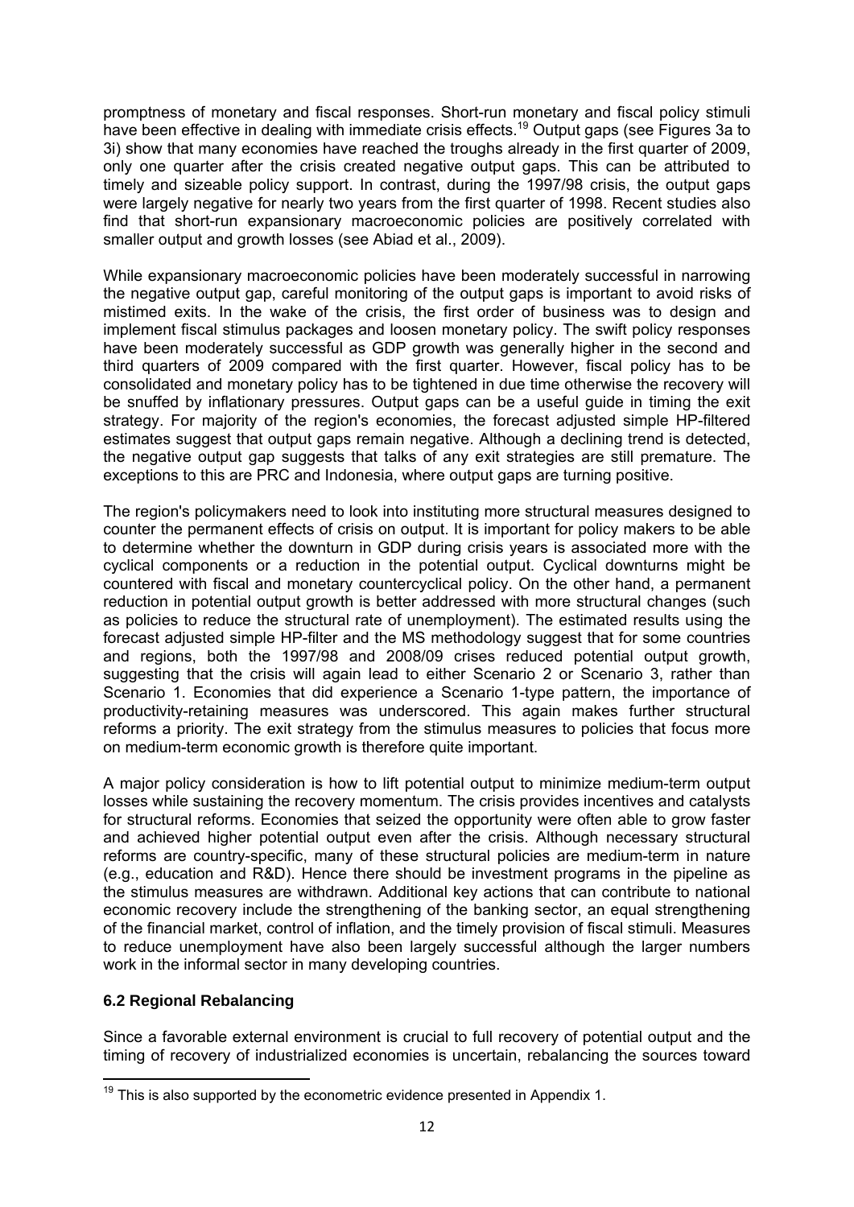promptness of monetary and fiscal responses. Short-run monetary and fiscal policy stimuli have been effective in dealing with immediate crisis effects.[19] Output gaps (see Figures 3a to 3i) show that many economies have reached the troughs already in the first quarter of 2009, only one quarter after the crisis created negative output gaps. This can be attributed to timely and sizeable policy support. In contrast, during the 1997/98 crisis, the output gaps were largely negative for nearly two years from the first quarter of 1998. Recent studies also find that short-run expansionary macroeconomic policies are positively correlated with smaller output and growth losses (see Abiad et al., 2009).

While expansionary macroeconomic policies have been moderately successful in narrowing the negative output gap, careful monitoring of the output gaps is important to avoid risks of mistimed exits. In the wake of the crisis, the first order of business was to design and implement fiscal stimulus packages and loosen monetary policy. The swift policy responses have been moderately successful as GDP growth was generally higher in the second and third quarters of 2009 compared with the first quarter. However, fiscal policy has to be consolidated and monetary policy has to be tightened in due time otherwise the recovery will be snuffed by inflationary pressures. Output gaps can be a useful guide in timing the exit strategy. For majority of the region's economies, the forecast adjusted simple HP-filtered estimates suggest that output gaps remain negative. Although a declining trend is detected, the negative output gap suggests that talks of any exit strategies are still premature. The exceptions to this are PRC and Indonesia, where output gaps are turning positive.

The region's policymakers need to look into instituting more structural measures designed to counter the permanent effects of crisis on output. It is important for policy makers to be able to determine whether the downturn in GDP during crisis years is associated more with the cyclical components or a reduction in the potential output. Cyclical downturns might be countered with fiscal and monetary countercyclical policy. On the other hand, a permanent reduction in potential output growth is better addressed with more structural changes (such as policies to reduce the structural rate of unemployment). The estimated results using the forecast adjusted simple HP-filter and the MS methodology suggest that for some countries and regions, both the 1997/98 and 2008/09 crises reduced potential output growth, suggesting that the crisis will again lead to either Scenario 2 or Scenario 3, rather than Scenario 1. Economies that did experience a Scenario 1-type pattern, the importance of productivity-retaining measures was underscored. This again makes further structural reforms a priority. The exit strategy from the stimulus measures to policies that focus more on medium-term economic growth is therefore quite important.

A major policy consideration is how to lift potential output to minimize medium-term output losses while sustaining the recovery momentum. The crisis provides incentives and catalysts for structural reforms. Economies that seized the opportunity were often able to grow faster and achieved higher potential output even after the crisis. Although necessary structural reforms are country-specific, many of these structural policies are medium-term in nature (e.g., education and R&D). Hence there should be investment programs in the pipeline as the stimulus measures are withdrawn. Additional key actions that can contribute to national economic recovery include the strengthening of the banking sector, an equal strengthening of the financial market, control of inflation, and the timely provision of fiscal stimuli. Measures to reduce unemployment have also been largely successful although the larger numbers work in the informal sector in many developing countries.

### 6.2 Regional Rebalancing

Since a favorable external environment is crucial to full recovery of potential output and the timing of recovery of industrialized economies is uncertain, rebalancing the sources toward

[19] This is also supported by the econometric evidence presented in Appendix 1.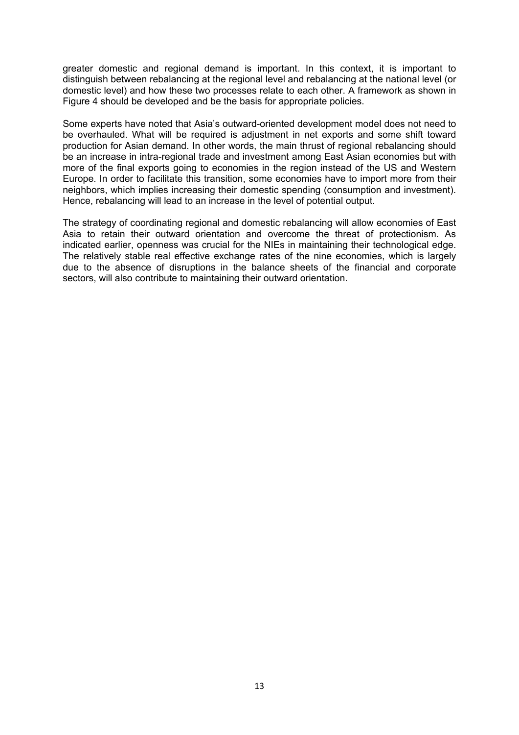greater domestic and regional demand is important. In this context, it is important to distinguish between rebalancing at the regional level and rebalancing at the national level (or domestic level) and how these two processes relate to each other. A framework as shown in Figure 4 should be developed and be the basis for appropriate policies.

Some experts have noted that Asia's outward-oriented development model does not need to be overhauled. What will be required is adjustment in net exports and some shift toward production for Asian demand. In other words, the main thrust of regional rebalancing should be an increase in intra-regional trade and investment among East Asian economies but with more of the final exports going to economies in the region instead of the US and Western Europe. In order to facilitate this transition, some economies have to import more from their neighbors, which implies increasing their domestic spending (consumption and investment). Hence, rebalancing will lead to an increase in the level of potential output.

The strategy of coordinating regional and domestic rebalancing will allow economies of East Asia to retain their outward orientation and overcome the threat of protectionism. As indicated earlier, openness was crucial for the NIEs in maintaining their technological edge. The relatively stable real effective exchange rates of the nine economies, which is largely due to the absence of disruptions in the balance sheets of the financial and corporate sectors, will also contribute to maintaining their outward orientation.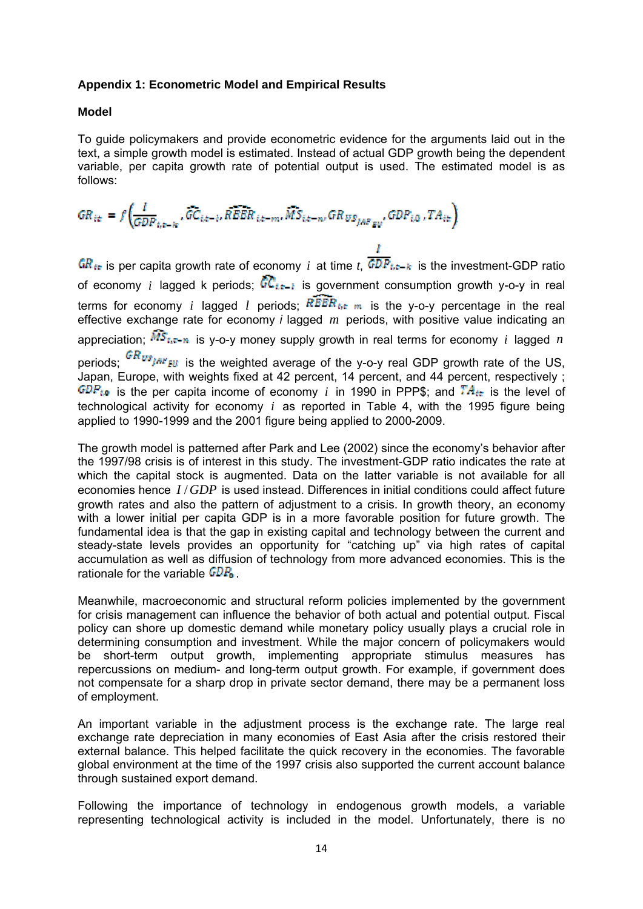**Appendix 1: Econometric Model and Empirical Results**

**Model**

To guide policymakers and provide econometric evidence for the arguments laid out in the text, a simple growth model is estimated. Instead of actual GDP growth being the dependent variable, per capita growth rate of potential output is used. The estimated model is as follows:

$$GR_{it} = f\left(\frac{I}{GDP}_{i,t-k}, \widehat{GC}_{i,t-l}, \widehat{REER}_{i,t-m}, \widehat{MS}_{i,t-n}, GR_{US_{JAP_{EU}}}, GDP_{i,0}, TA_{it}\right)$$

$GR_{it}$ is per capita growth rate of economy $i$ at time $t$, $\frac{I}{GDP_{i,t-k}}$ is the investment-GDP ratio of economy $i$ lagged k periods; $\widehat{GC}_{i,t-l}$ is government consumption growth y-o-y in real terms for economy $i$ lagged $l$ periods; $\widehat{REER}_{i,t-m}$ is the y-o-y percentage in the real effective exchange rate for economy $i$ lagged $m$ periods, with positive value indicating an appreciation; $\widehat{MS}_{i,t-n}$ is y-o-y money supply growth in real terms for economy $i$ lagged $n$ periods; $GR_{US_{JAP_{EU}}}$ is the weighted average of the y-o-y real GDP growth rate of the US, Japan, Europe, with weights fixed at 42 percent, 14 percent, and 44 percent, respectively ; $GDP_{i,0}$ is the per capita income of economy $i$ in 1990 in PPP$; and $TA_{it}$ is the level of technological activity for economy $i$ as reported in Table 4, with the 1995 figure being applied to 1990-1999 and the 2001 figure being applied to 2000-2009.

The growth model is patterned after Park and Lee (2002) since the economy's behavior after the 1997/98 crisis is of interest in this study. The investment-GDP ratio indicates the rate at which the capital stock is augmented. Data on the latter variable is not available for all economies hence $I/GDP$ is used instead. Differences in initial conditions could affect future growth rates and also the pattern of adjustment to a crisis. In growth theory, an economy with a lower initial per capita GDP is in a more favorable position for future growth. The fundamental idea is that the gap in existing capital and technology between the current and steady-state levels provides an opportunity for "catching up" via high rates of capital accumulation as well as diffusion of technology from more advanced economies. This is the rationale for the variable $GDP_0$.

Meanwhile, macroeconomic and structural reform policies implemented by the government for crisis management can influence the behavior of both actual and potential output. Fiscal policy can shore up domestic demand while monetary policy usually plays a crucial role in determining consumption and investment. While the major concern of policymakers would be short-term output growth, implementing appropriate stimulus measures has repercussions on medium- and long-term output growth. For example, if government does not compensate for a sharp drop in private sector demand, there may be a permanent loss of employment.

An important variable in the adjustment process is the exchange rate. The large real exchange rate depreciation in many economies of East Asia after the crisis restored their external balance. This helped facilitate the quick recovery in the economies. The favorable global environment at the time of the 1997 crisis also supported the current account balance through sustained export demand.

Following the importance of technology in endogenous growth models, a variable representing technological activity is included in the model. Unfortunately, there is no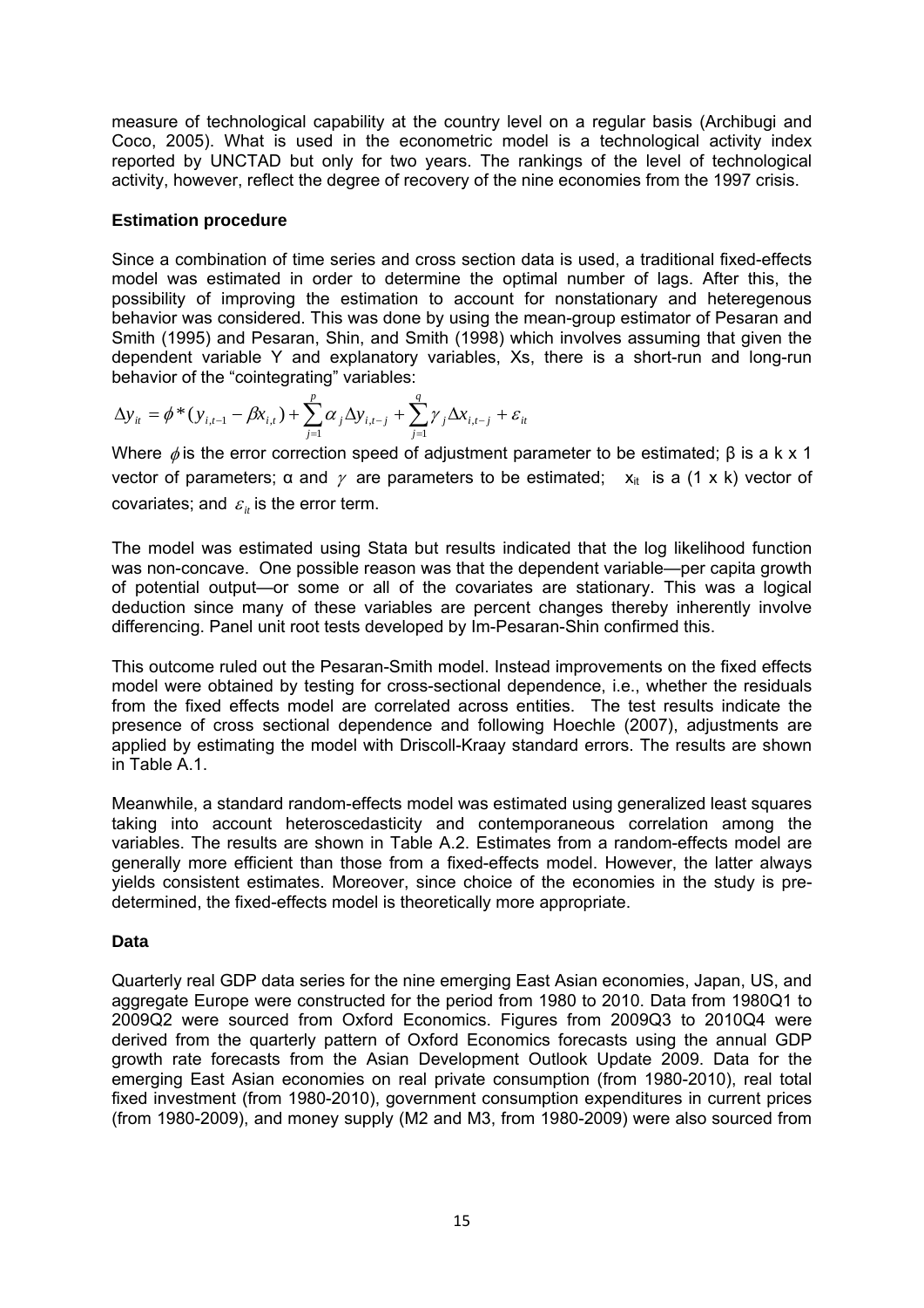measure of technological capability at the country level on a regular basis (Archibugi and Coco, 2005). What is used in the econometric model is a technological activity index reported by UNCTAD but only for two years. The rankings of the level of technological activity, however, reflect the degree of recovery of the nine economies from the 1997 crisis.

**Estimation procedure**

Since a combination of time series and cross section data is used, a traditional fixed-effects model was estimated in order to determine the optimal number of lags. After this, the possibility of improving the estimation to account for nonstationary and heteregenous behavior was considered. This was done by using the mean-group estimator of Pesaran and Smith (1995) and Pesaran, Shin, and Smith (1998) which involves assuming that given the dependent variable Y and explanatory variables, Xs, there is a short-run and long-run behavior of the "cointegrating" variables:

$$\Delta y_{it} = \phi * (y_{i,t-1} - \beta x_{i,t}) + \sum_{j=1}^{p} \alpha_j \Delta y_{i,t-j} + \sum_{j=1}^{q} \gamma_j \Delta x_{i,t-j} + \varepsilon_{it}$$

Where $\phi$ is the error correction speed of adjustment parameter to be estimated; β is a k x 1 vector of parameters; α and $\gamma$ are parameters to be estimated; $x_{it}$ is a (1 x k) vector of covariates; and $\varepsilon_{it}$ is the error term.

The model was estimated using Stata but results indicated that the log likelihood function was non-concave. One possible reason was that the dependent variable—per capita growth of potential output—or some or all of the covariates are stationary. This was a logical deduction since many of these variables are percent changes thereby inherently involve differencing. Panel unit root tests developed by Im-Pesaran-Shin confirmed this.

This outcome ruled out the Pesaran-Smith model. Instead improvements on the fixed effects model were obtained by testing for cross-sectional dependence, i.e., whether the residuals from the fixed effects model are correlated across entities. The test results indicate the presence of cross sectional dependence and following Hoechle (2007), adjustments are applied by estimating the model with Driscoll-Kraay standard errors. The results are shown in Table A.1.

Meanwhile, a standard random-effects model was estimated using generalized least squares taking into account heteroscedasticity and contemporaneous correlation among the variables. The results are shown in Table A.2. Estimates from a random-effects model are generally more efficient than those from a fixed-effects model. However, the latter always yields consistent estimates. Moreover, since choice of the economies in the study is pre-determined, the fixed-effects model is theoretically more appropriate.

**Data**

Quarterly real GDP data series for the nine emerging East Asian economies, Japan, US, and aggregate Europe were constructed for the period from 1980 to 2010. Data from 1980Q1 to 2009Q2 were sourced from Oxford Economics. Figures from 2009Q3 to 2010Q4 were derived from the quarterly pattern of Oxford Economics forecasts using the annual GDP growth rate forecasts from the Asian Development Outlook Update 2009. Data for the emerging East Asian economies on real private consumption (from 1980-2010), real total fixed investment (from 1980-2010), government consumption expenditures in current prices (from 1980-2009), and money supply (M2 and M3, from 1980-2009) were also sourced from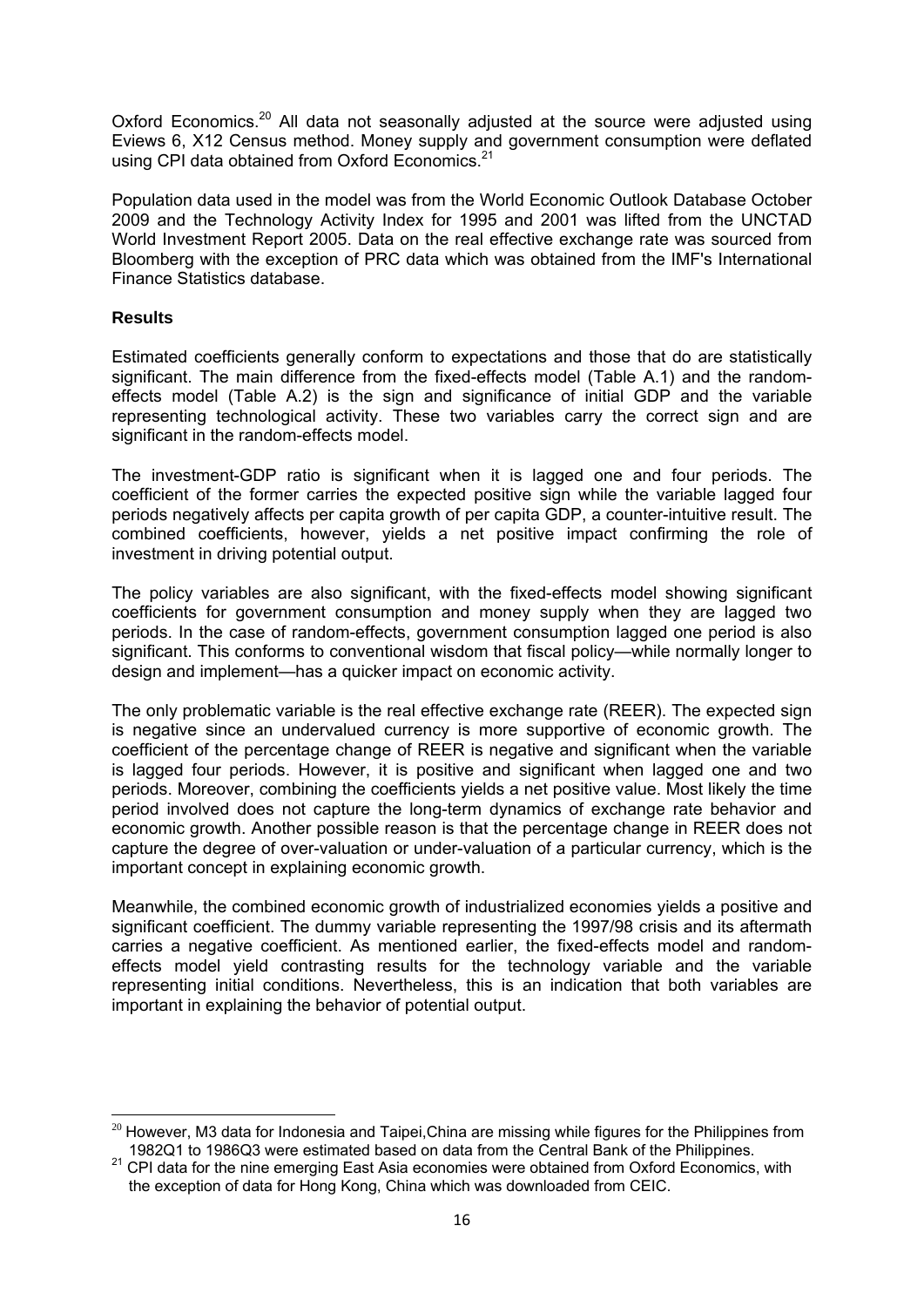Oxford Economics.[20] All data not seasonally adjusted at the source were adjusted using Eviews 6, X12 Census method. Money supply and government consumption were deflated using CPI data obtained from Oxford Economics.[21]

Population data used in the model was from the World Economic Outlook Database October 2009 and the Technology Activity Index for 1995 and 2001 was lifted from the UNCTAD World Investment Report 2005. Data on the real effective exchange rate was sourced from Bloomberg with the exception of PRC data which was obtained from the IMF's International Finance Statistics database.

**Results**

Estimated coefficients generally conform to expectations and those that do are statistically significant. The main difference from the fixed-effects model (Table A.1) and the random-effects model (Table A.2) is the sign and significance of initial GDP and the variable representing technological activity. These two variables carry the correct sign and are significant in the random-effects model.

The investment-GDP ratio is significant when it is lagged one and four periods. The coefficient of the former carries the expected positive sign while the variable lagged four periods negatively affects per capita growth of per capita GDP, a counter-intuitive result. The combined coefficients, however, yields a net positive impact confirming the role of investment in driving potential output.

The policy variables are also significant, with the fixed-effects model showing significant coefficients for government consumption and money supply when they are lagged two periods. In the case of random-effects, government consumption lagged one period is also significant. This conforms to conventional wisdom that fiscal policy—while normally longer to design and implement—has a quicker impact on economic activity.

The only problematic variable is the real effective exchange rate (REER). The expected sign is negative since an undervalued currency is more supportive of economic growth. The coefficient of the percentage change of REER is negative and significant when the variable is lagged four periods. However, it is positive and significant when lagged one and two periods. Moreover, combining the coefficients yields a net positive value. Most likely the time period involved does not capture the long-term dynamics of exchange rate behavior and economic growth. Another possible reason is that the percentage change in REER does not capture the degree of over-valuation or under-valuation of a particular currency, which is the important concept in explaining economic growth.

Meanwhile, the combined economic growth of industrialized economies yields a positive and significant coefficient. The dummy variable representing the 1997/98 crisis and its aftermath carries a negative coefficient. As mentioned earlier, the fixed-effects model and random-effects model yield contrasting results for the technology variable and the variable representing initial conditions. Nevertheless, this is an indication that both variables are important in explaining the behavior of potential output.

---

[20] However, M3 data for Indonesia and Taipei,China are missing while figures for the Philippines from 1982Q1 to 1986Q3 were estimated based on data from the Central Bank of the Philippines.

[21] CPI data for the nine emerging East Asia economies were obtained from Oxford Economics, with the exception of data for Hong Kong, China which was downloaded from CEIC.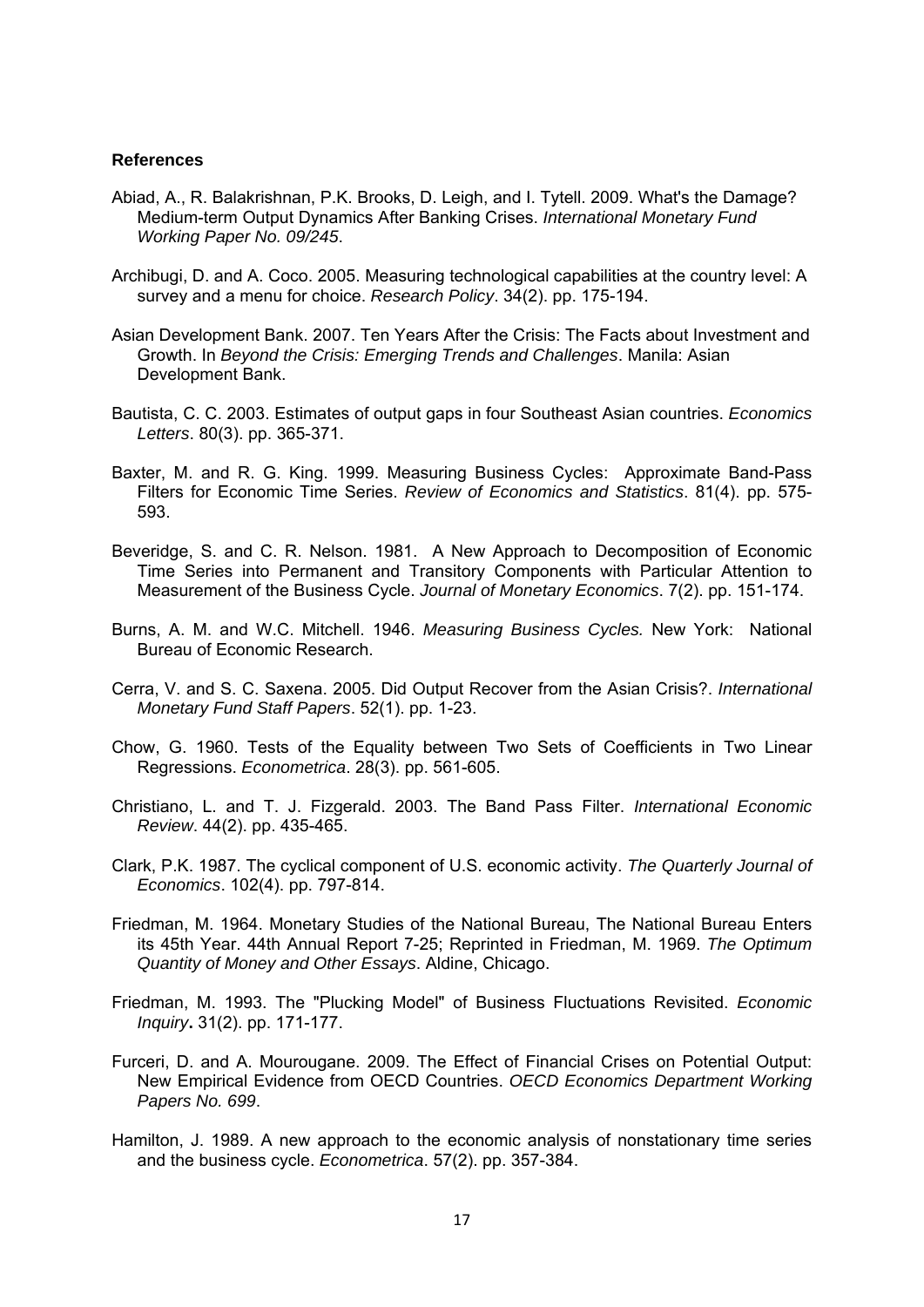**References**

Abiad, A., R. Balakrishnan, P.K. Brooks, D. Leigh, and I. Tytell. 2009. What's the Damage? Medium-term Output Dynamics After Banking Crises. *International Monetary Fund Working Paper No. 09/245*.

Archibugi, D. and A. Coco. 2005. Measuring technological capabilities at the country level: A survey and a menu for choice. *Research Policy*. 34(2). pp. 175-194.

Asian Development Bank. 2007. Ten Years After the Crisis: The Facts about Investment and Growth. In *Beyond the Crisis: Emerging Trends and Challenges*. Manila: Asian Development Bank.

Bautista, C. C. 2003. Estimates of output gaps in four Southeast Asian countries. *Economics Letters*. 80(3). pp. 365-371.

Baxter, M. and R. G. King. 1999. Measuring Business Cycles: Approximate Band-Pass Filters for Economic Time Series. *Review of Economics and Statistics*. 81(4). pp. 575-593.

Beveridge, S. and C. R. Nelson. 1981. A New Approach to Decomposition of Economic Time Series into Permanent and Transitory Components with Particular Attention to Measurement of the Business Cycle. *Journal of Monetary Economics*. 7(2). pp. 151-174.

Burns, A. M. and W.C. Mitchell. 1946. *Measuring Business Cycles.* New York: National Bureau of Economic Research.

Cerra, V. and S. C. Saxena. 2005. Did Output Recover from the Asian Crisis?. *International Monetary Fund Staff Papers*. 52(1). pp. 1-23.

Chow, G. 1960. Tests of the Equality between Two Sets of Coefficients in Two Linear Regressions. *Econometrica*. 28(3). pp. 561-605.

Christiano, L. and T. J. Fizgerald. 2003. The Band Pass Filter. *International Economic Review*. 44(2). pp. 435-465.

Clark, P.K. 1987. The cyclical component of U.S. economic activity. *The Quarterly Journal of Economics*. 102(4). pp. 797-814.

Friedman, M. 1964. Monetary Studies of the National Bureau, The National Bureau Enters its 45th Year. 44th Annual Report 7-25; Reprinted in Friedman, M. 1969. *The Optimum Quantity of Money and Other Essays*. Aldine, Chicago.

Friedman, M. 1993. The "Plucking Model" of Business Fluctuations Revisited. *Economic Inquiry***.** 31(2). pp. 171-177.

Furceri, D. and A. Mourougane. 2009. The Effect of Financial Crises on Potential Output: New Empirical Evidence from OECD Countries. *OECD Economics Department Working Papers No. 699*.

Hamilton, J. 1989. A new approach to the economic analysis of nonstationary time series and the business cycle. *Econometrica*. 57(2). pp. 357-384.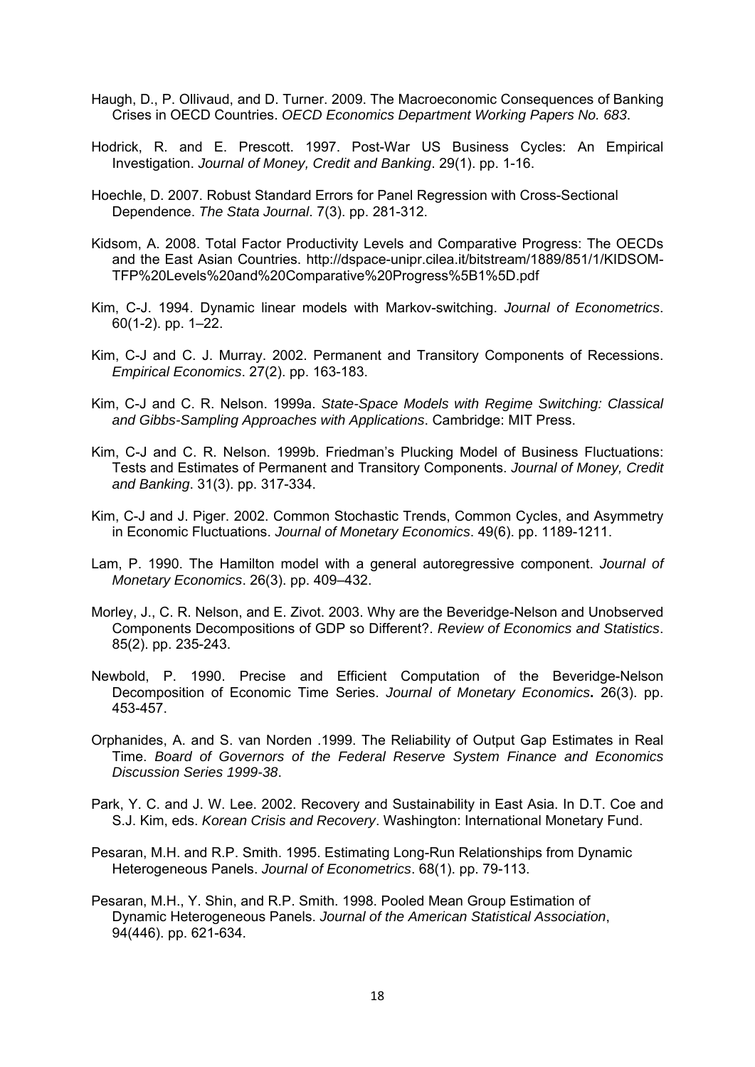Haugh, D., P. Ollivaud, and D. Turner. 2009. The Macroeconomic Consequences of Banking Crises in OECD Countries. *OECD Economics Department Working Papers No. 683*.

Hodrick, R. and E. Prescott. 1997. Post-War US Business Cycles: An Empirical Investigation. *Journal of Money, Credit and Banking*. 29(1). pp. 1-16.

Hoechle, D. 2007. Robust Standard Errors for Panel Regression with Cross-Sectional Dependence. *The Stata Journal*. 7(3). pp. 281-312.

Kidsom, A. 2008. Total Factor Productivity Levels and Comparative Progress: The OECDs and the East Asian Countries. http://dspace-unipr.cilea.it/bitstream/1889/851/1/KIDSOM-TFP%20Levels%20and%20Comparative%20Progress%5B1%5D.pdf

Kim, C-J. 1994. Dynamic linear models with Markov-switching. *Journal of Econometrics*. 60(1-2). pp. 1–22.

Kim, C-J and C. J. Murray. 2002. Permanent and Transitory Components of Recessions. *Empirical Economics*. 27(2). pp. 163-183.

Kim, C-J and C. R. Nelson. 1999a. *State-Space Models with Regime Switching: Classical and Gibbs-Sampling Approaches with Applications*. Cambridge: MIT Press.

Kim, C-J and C. R. Nelson. 1999b. Friedman's Plucking Model of Business Fluctuations: Tests and Estimates of Permanent and Transitory Components. *Journal of Money, Credit and Banking*. 31(3). pp. 317-334.

Kim, C-J and J. Piger. 2002. Common Stochastic Trends, Common Cycles, and Asymmetry in Economic Fluctuations. *Journal of Monetary Economics*. 49(6). pp. 1189-1211.

Lam, P. 1990. The Hamilton model with a general autoregressive component. *Journal of Monetary Economics*. 26(3). pp. 409–432.

Morley, J., C. R. Nelson, and E. Zivot. 2003. Why are the Beveridge-Nelson and Unobserved Components Decompositions of GDP so Different?. *Review of Economics and Statistics*. 85(2). pp. 235-243.

Newbold, P. 1990. Precise and Efficient Computation of the Beveridge-Nelson Decomposition of Economic Time Series. *Journal of Monetary Economics***.** 26(3). pp. 453-457.

Orphanides, A. and S. van Norden .1999. The Reliability of Output Gap Estimates in Real Time. *Board of Governors of the Federal Reserve System Finance and Economics Discussion Series 1999-38*.

Park, Y. C. and J. W. Lee. 2002. Recovery and Sustainability in East Asia. In D.T. Coe and S.J. Kim, eds. *Korean Crisis and Recovery*. Washington: International Monetary Fund.

Pesaran, M.H. and R.P. Smith. 1995. Estimating Long-Run Relationships from Dynamic Heterogeneous Panels. *Journal of Econometrics*. 68(1). pp. 79-113.

Pesaran, M.H., Y. Shin, and R.P. Smith. 1998. Pooled Mean Group Estimation of Dynamic Heterogeneous Panels. *Journal of the American Statistical Association*, 94(446). pp. 621-634.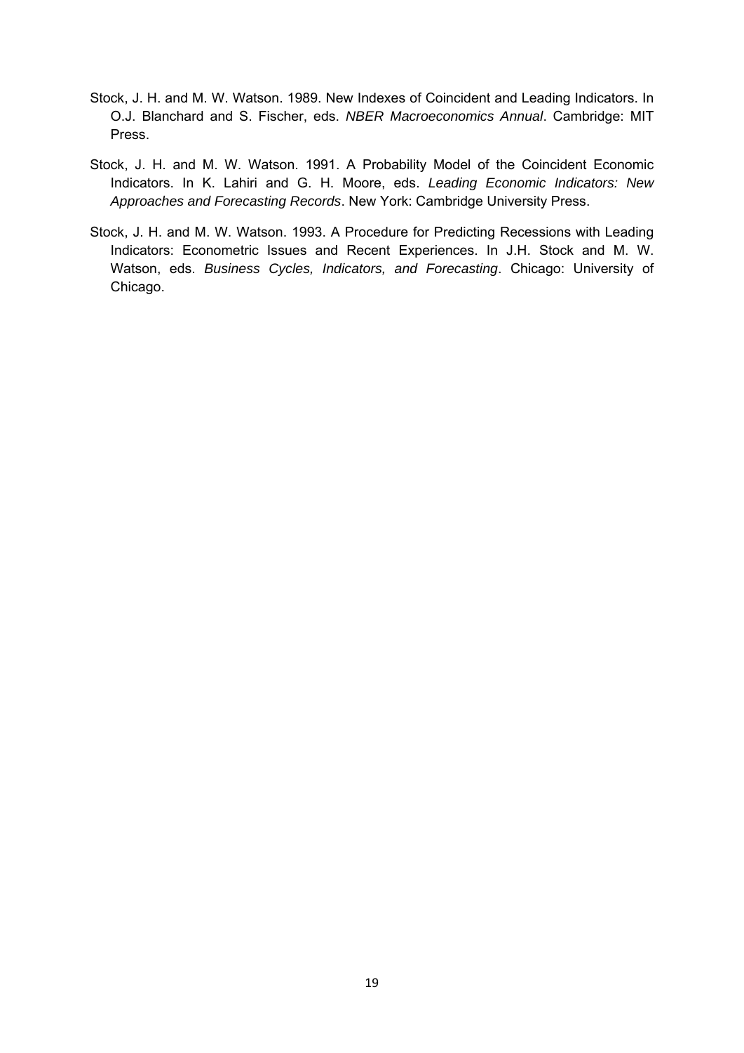Stock, J. H. and M. W. Watson. 1989. New Indexes of Coincident and Leading Indicators. In O.J. Blanchard and S. Fischer, eds. *NBER Macroeconomics Annual*. Cambridge: MIT Press.

Stock, J. H. and M. W. Watson. 1991. A Probability Model of the Coincident Economic Indicators. In K. Lahiri and G. H. Moore, eds. *Leading Economic Indicators: New Approaches and Forecasting Records*. New York: Cambridge University Press.

Stock, J. H. and M. W. Watson. 1993. A Procedure for Predicting Recessions with Leading Indicators: Econometric Issues and Recent Experiences. In J.H. Stock and M. W. Watson, eds. *Business Cycles, Indicators, and Forecasting*. Chicago: University of Chicago.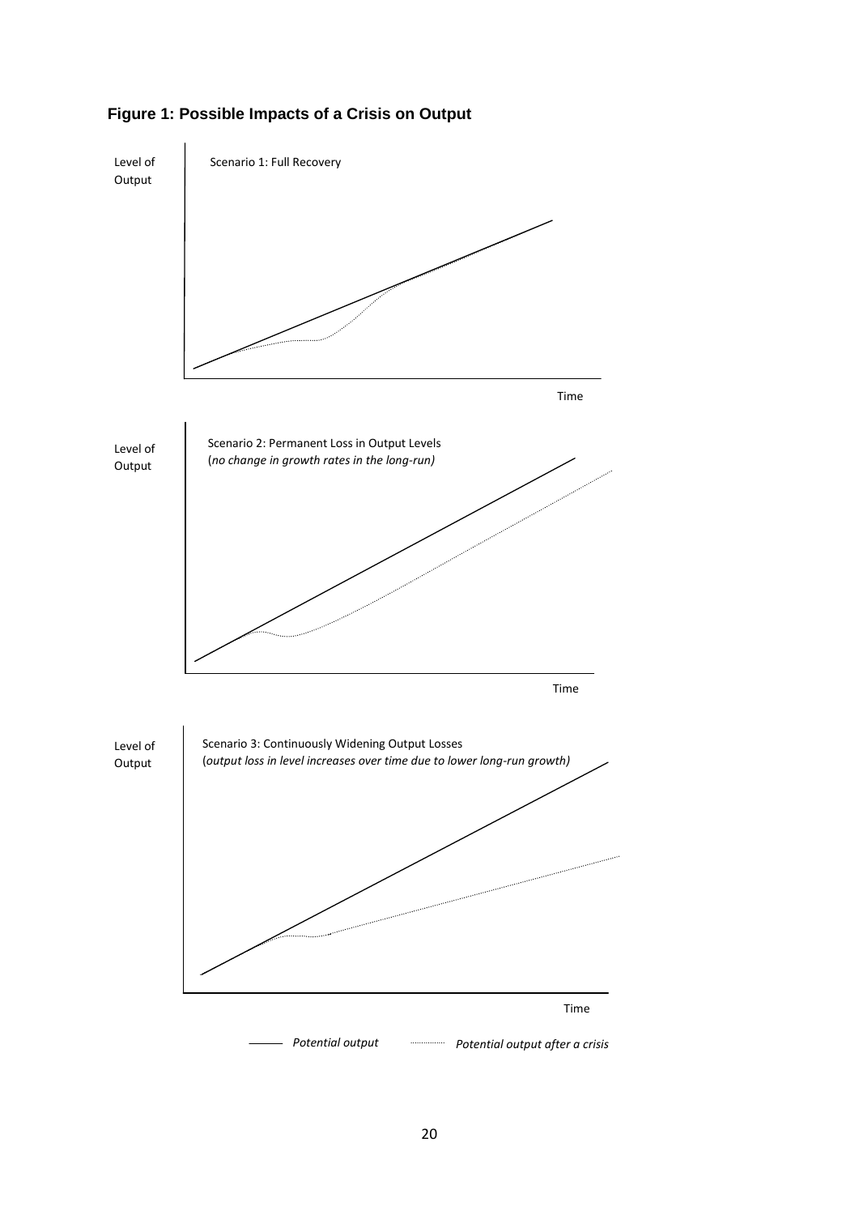**Figure 1: Possible Impacts of a Crisis on Output**

Level of Output

Scenario 1: Full Recovery

Time

Level of Output

Scenario 2: Permanent Loss in Output Levels
(*no change in growth rates in the long-run)*

Time

Level of Output

Scenario 3: Continuously Widening Output Losses
(*output loss in level increases over time due to lower long-run growth)*

Time

*Potential output* *Potential output after a crisis*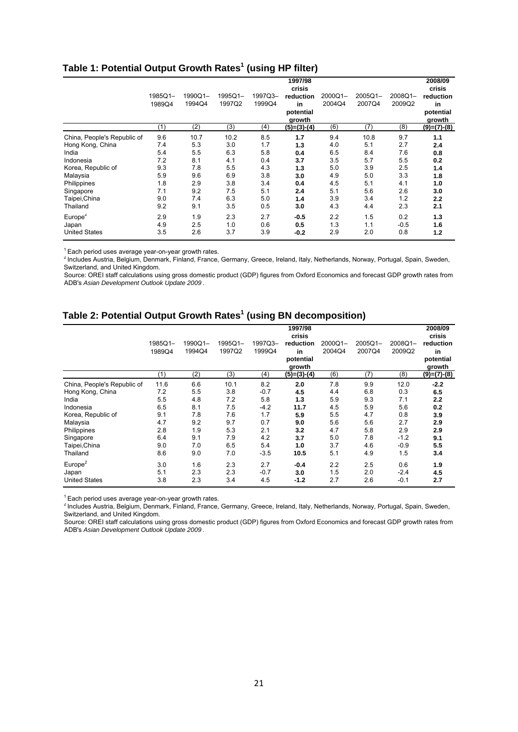## Table 1: Potential Output Growth Rates[1] (using HP filter)

| | 1985Q1–1989Q4 | 1990Q1–1994Q4 | 1995Q1–1997Q2 | 1997Q3–1999Q4 | **1997/98 crisis reduction in potential growth** | 2000Q1–2004Q4 | 2005Q1–2007Q4 | 2008Q1–2009Q2 | **2008/09 crisis reduction in potential growth** |
|---|---|---|---|---|---|---|---|---|---|
| | (1) | (2) | (3) | (4) | **(5)=(3)-(4)** | (6) | (7) | (8) | **(9)=(7)-(8)** |
| China, People's Republic of | 9.6 | 10.7 | 10.2 | 8.5 | **1.7** | 9.4 | 10.8 | 9.7 | **1.1** |
| Hong Kong, China | 7.4 | 5.3 | 3.0 | 1.7 | **1.3** | 4.0 | 5.1 | 2.7 | **2.4** |
| India | 5.4 | 5.5 | 6.3 | 5.8 | **0.4** | 6.5 | 8.4 | 7.6 | **0.8** |
| Indonesia | 7.2 | 8.1 | 4.1 | 0.4 | **3.7** | 3.5 | 5.7 | 5.5 | **0.2** |
| Korea, Republic of | 9.3 | 7.8 | 5.5 | 4.3 | **1.3** | 5.0 | 3.9 | 2.5 | **1.4** |
| Malaysia | 5.9 | 9.6 | 6.9 | 3.8 | **3.0** | 4.9 | 5.0 | 3.3 | **1.8** |
| Philippines | 1.8 | 2.9 | 3.8 | 3.4 | **0.4** | 4.5 | 5.1 | 4.1 | **1.0** |
| Singapore | 7.1 | 9.2 | 7.5 | 5.1 | **2.4** | 5.1 | 5.6 | 2.6 | **3.0** |
| Taipei,China | 9.0 | 7.4 | 6.3 | 5.0 | **1.4** | 3.9 | 3.4 | 1.2 | **2.2** |
| Thailand | 9.2 | 9.1 | 3.5 | 0.5 | **3.0** | 4.3 | 4.4 | 2.3 | **2.1** |
| Europe[2] | 2.9 | 1.9 | 2.3 | 2.7 | **-0.5** | 2.2 | 1.5 | 0.2 | **1.3** |
| Japan | 4.9 | 2.5 | 1.0 | 0.6 | **0.5** | 1.3 | 1.1 | -0.5 | **1.6** |
| United States | 3.5 | 2.6 | 3.7 | 3.9 | **-0.2** | 2.9 | 2.0 | 0.8 | **1.2** |

[1] Each period uses average year-on-year growth rates.

[2] Includes Austria, Belgium, Denmark, Finland, France, Germany, Greece, Ireland, Italy, Netherlands, Norway, Portugal, Spain, Sweden, Switzerland, and United Kingdom.

Source: OREI staff calculations using gross domestic product (GDP) figures from Oxford Economics and forecast GDP growth rates from ADB's *Asian Development Outlook Update 2009*.

## Table 2: Potential Output Growth Rates[1] (using BN decomposition)

| | 1985Q1–1989Q4 | 1990Q1–1994Q4 | 1995Q1–1997Q2 | 1997Q3–1999Q4 | **1997/98 crisis reduction in potential growth** | 2000Q1–2004Q4 | 2005Q1–2007Q4 | 2008Q1–2009Q2 | **2008/09 crisis reduction in potential growth** |
|---|---|---|---|---|---|---|---|---|---|
| | (1) | (2) | (3) | (4) | **(5)=(3)-(4)** | (6) | (7) | (8) | **(9)=(7)-(8)** |
| China, People's Republic of | 11.6 | 6.6 | 10.1 | 8.2 | **2.0** | 7.8 | 9.9 | 12.0 | **-2.2** |
| Hong Kong, China | 7.2 | 5.5 | 3.8 | -0.7 | **4.5** | 4.4 | 6.8 | 0.3 | **6.5** |
| India | 5.5 | 4.8 | 7.2 | 5.8 | **1.3** | 5.9 | 9.3 | 7.1 | **2.2** |
| Indonesia | 6.5 | 8.1 | 7.5 | -4.2 | **11.7** | 4.5 | 5.9 | 5.6 | **0.2** |
| Korea, Republic of | 9.1 | 7.8 | 7.6 | 1.7 | **5.9** | 5.5 | 4.7 | 0.8 | **3.9** |
| Malaysia | 4.7 | 9.2 | 9.7 | 0.7 | **9.0** | 5.6 | 5.6 | 2.7 | **2.9** |
| Philippines | 2.8 | 1.9 | 5.3 | 2.1 | **3.2** | 4.7 | 5.8 | 2.9 | **2.9** |
| Singapore | 6.4 | 9.1 | 7.9 | 4.2 | **3.7** | 5.0 | 7.8 | -1.2 | **9.1** |
| Taipei,China | 9.0 | 7.0 | 6.5 | 5.4 | **1.0** | 3.7 | 4.6 | -0.9 | **5.5** |
| Thailand | 8.6 | 9.0 | 7.0 | -3.5 | **10.5** | 5.1 | 4.9 | 1.5 | **3.4** |
| Europe[2] | 3.0 | 1.6 | 2.3 | 2.7 | **-0.4** | 2.2 | 2.5 | 0.6 | **1.9** |
| Japan | 5.1 | 2.3 | 2.3 | -0.7 | **3.0** | 1.5 | 2.0 | -2.4 | **4.5** |
| United States | 3.8 | 2.3 | 3.4 | 4.5 | **-1.2** | 2.7 | 2.6 | -0.1 | **2.7** |

[1] Each period uses average year-on-year growth rates.

[2] Includes Austria, Belgium, Denmark, Finland, France, Germany, Greece, Ireland, Italy, Netherlands, Norway, Portugal, Spain, Sweden, Switzerland, and United Kingdom.

Source: OREI staff calculations using gross domestic product (GDP) figures from Oxford Economics and forecast GDP growth rates from ADB's *Asian Development Outlook Update 2009*.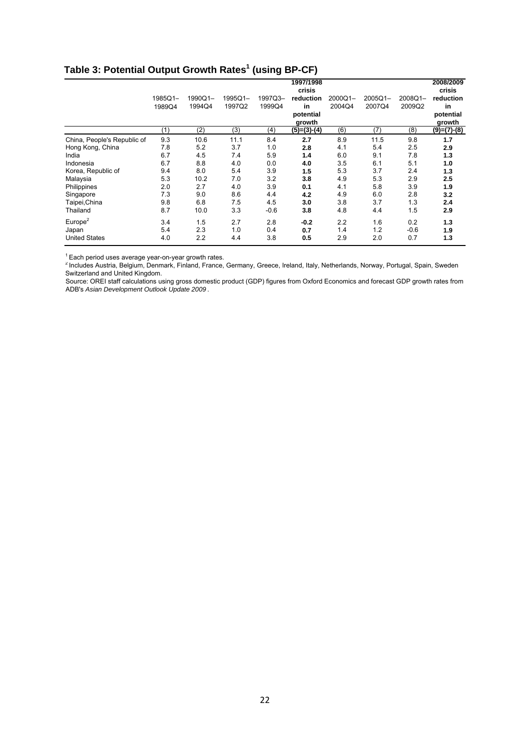## Table 3: Potential Output Growth Rates[1] (using BP-CF)

| | 1985Q1–1989Q4 | 1990Q1–1994Q4 | 1995Q1–1997Q2 | 1997Q3–1999Q4 | **1997/1998 crisis reduction in potential growth** | 2000Q1–2004Q4 | 2005Q1–2007Q4 | 2008Q1–2009Q2 | **2008/2009 crisis reduction in potential growth** |
|---|---|---|---|---|---|---|---|---|---|
| | (1) | (2) | (3) | (4) | **(5)=(3)-(4)** | (6) | (7) | (8) | **(9)=(7)-(8)** |
| China, People's Republic of | 9.3 | 10.6 | 11.1 | 8.4 | **2.7** | 8.9 | 11.5 | 9.8 | **1.7** |
| Hong Kong, China | 7.8 | 5.2 | 3.7 | 1.0 | **2.8** | 4.1 | 5.4 | 2.5 | **2.9** |
| India | 6.7 | 4.5 | 7.4 | 5.9 | **1.4** | 6.0 | 9.1 | 7.8 | **1.3** |
| Indonesia | 6.7 | 8.8 | 4.0 | 0.0 | **4.0** | 3.5 | 6.1 | 5.1 | **1.0** |
| Korea, Republic of | 9.4 | 8.0 | 5.4 | 3.9 | **1.5** | 5.3 | 3.7 | 2.4 | **1.3** |
| Malaysia | 5.3 | 10.2 | 7.0 | 3.2 | **3.8** | 4.9 | 5.3 | 2.9 | **2.5** |
| Philippines | 2.0 | 2.7 | 4.0 | 3.9 | **0.1** | 4.1 | 5.8 | 3.9 | **1.9** |
| Singapore | 7.3 | 9.0 | 8.6 | 4.4 | **4.2** | 4.9 | 6.0 | 2.8 | **3.2** |
| Taipei,China | 9.8 | 6.8 | 7.5 | 4.5 | **3.0** | 3.8 | 3.7 | 1.3 | **2.4** |
| Thailand | 8.7 | 10.0 | 3.3 | -0.6 | **3.8** | 4.8 | 4.4 | 1.5 | **2.9** |
| Europe[2] | 3.4 | 1.5 | 2.7 | 2.8 | **-0.2** | 2.2 | 1.6 | 0.2 | **1.3** |
| Japan | 5.4 | 2.3 | 1.0 | 0.4 | **0.7** | 1.4 | 1.2 | -0.6 | **1.9** |
| United States | 4.0 | 2.2 | 4.4 | 3.8 | **0.5** | 2.9 | 2.0 | 0.7 | **1.3** |

[1] Each period uses average year-on-year growth rates.

[2] Includes Austria, Belgium, Denmark, Finland, France, Germany, Greece, Ireland, Italy, Netherlands, Norway, Portugal, Spain, Sweden Switzerland and United Kingdom.

Source: OREI staff calculations using gross domestic product (GDP) figures from Oxford Economics and forecast GDP growth rates from ADB's *Asian Development Outlook Update 2009* .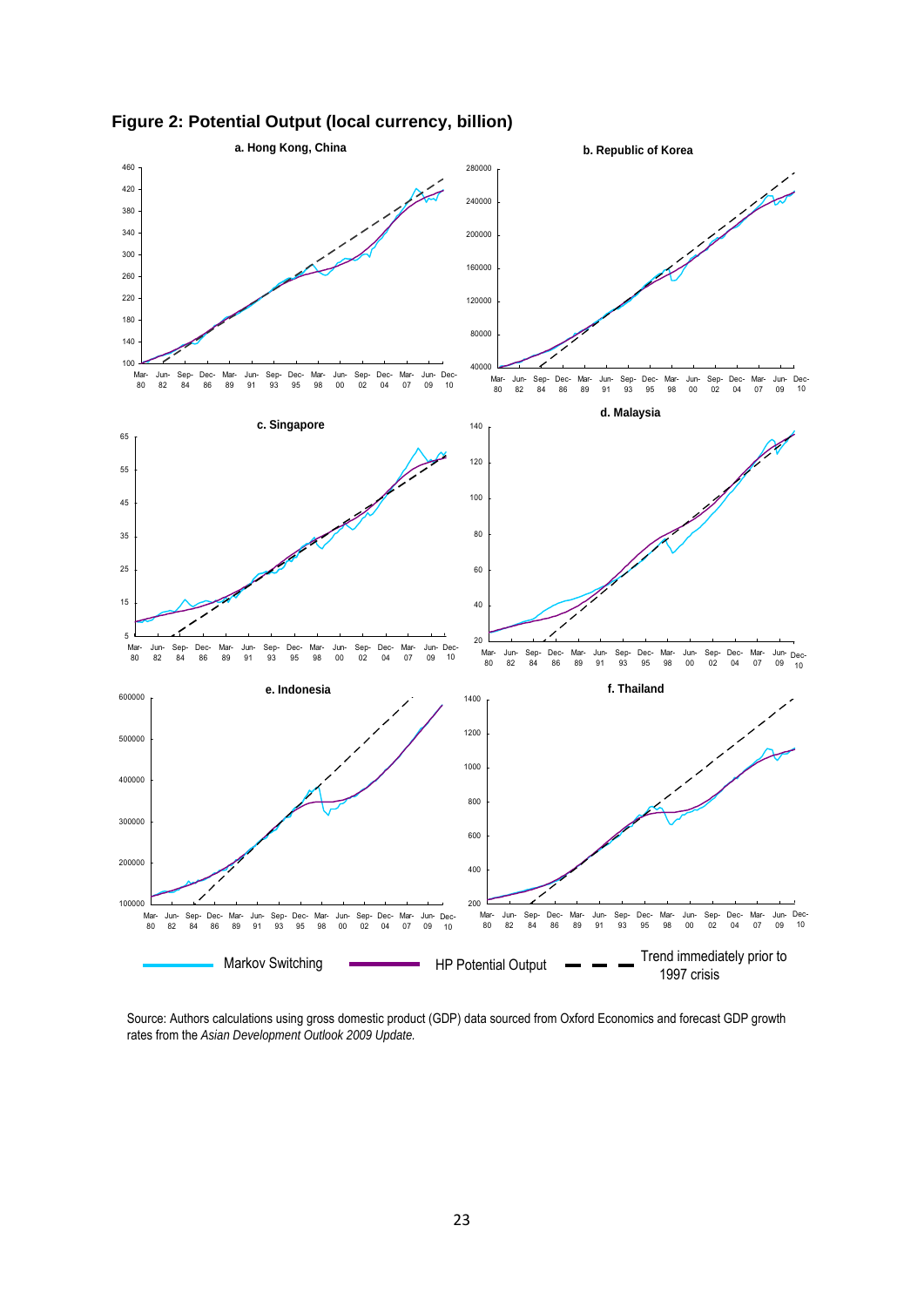**Figure 2: Potential Output (local currency, billion)**

a. Hong Kong, China

460
420
380
340
300
260
220
180
140
100

Mar-80 Jun-82 Sep-84 Dec-86 Mar-89 Jun-91 Sep-93 Dec-95 Mar-98 Jun-00 Sep-02 Dec-04 Mar-07 Jun-09 Dec-10

b. Republic of Korea

280000
240000
200000
160000
120000
80000
40000

Mar-80 Jun-82 Sep-84 Dec-86 Mar-89 Jun-91 Sep-93 Dec-95 Mar-98 Jun-00 Sep-02 Dec-04 Mar-07 Jun-09 Dec-10

c. Singapore

65
55
45
35
25
15
5

Mar-80 Jun-82 Sep-84 Dec-86 Mar-89 Jun-91 Sep-93 Dec-95 Mar-98 Jun-00 Sep-02 Dec-04 Mar-07 Jun-09 Dec-10

d. Malaysia

140
120
100
80
60
40
20

Mar-80 Jun-82 Sep-84 Dec-86 Mar-89 Jun-91 Sep-93 Dec-95 Mar-98 Jun-00 Sep-02 Dec-04 Mar-07 Jun-09 Dec-10

e. Indonesia

600000
500000
400000
300000
200000
100000

Mar-80 Jun-82 Sep-84 Dec-86 Mar-89 Jun-91 Sep-93 Dec-95 Mar-98 Jun-00 Sep-02 Dec-04 Mar-07 Jun-09 Dec-10

f. Thailand

1400
1200
1000
800
600
400
200

Mar-80 Jun-82 Sep-84 Dec-86 Mar-89 Jun-91 Sep-93 Dec-95 Mar-98 Jun-00 Sep-02 Dec-04 Mar-07 Jun-09 Dec-10

Markov Switching — HP Potential Output — Trend immediately prior to 1997 crisis

Source: Authors calculations using gross domestic product (GDP) data sourced from Oxford Economics and forecast GDP growth rates from the *Asian Development Outlook 2009 Update.*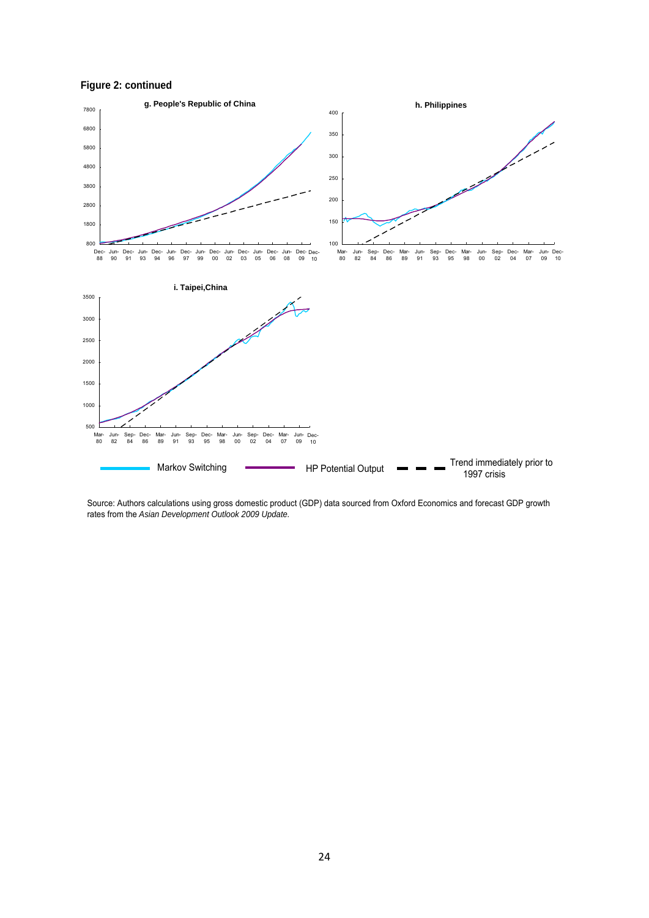**Figure 2: continued**

g. People's Republic of China

7800
6800
5800
4800
3800
2800
1800
800

Dec-88 Jun-90 Dec-91 Jun-93 Dec-94 Jun-96 Dec-97 Jun-99 Dec-00 Jun-02 Dec-03 Jun-05 Dec-06 Jun-08 Dec-09 Dec-10

h. Philippines

400
350
300
250
200
150
100

Mar-80 Jun-82 Sep-84 Dec-86 Mar-89 Jun-91 Sep-93 Dec-95 Mar-98 Jun-00 Sep-02 Dec-04 Mar-07 Jun-09 Dec-10

i. Taipei,China

3500
3000
2500
2000
1500
1000
500

Mar-80 Jun-82 Sep-84 Dec-86 Mar-89 Jun-91 Sep-93 Dec-95 Mar-98 Jun-00 Sep-02 Dec-04 Mar-07 Jun-09 Dec-10

Markov Switching
HP Potential Output
Trend immediately prior to 1997 crisis

Source: Authors calculations using gross domestic product (GDP) data sourced from Oxford Economics and forecast GDP growth rates from the *Asian Development Outlook 2009 Update.*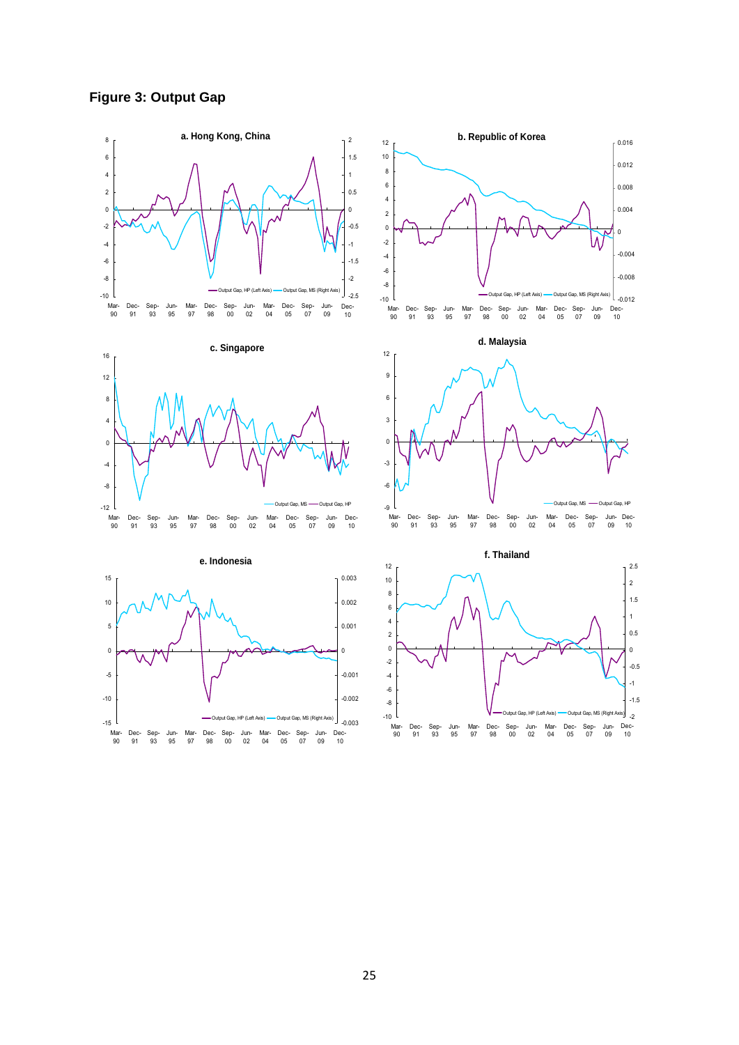**Figure 3: Output Gap**

a. Hong Kong, China

8
6
4
2
0
-2
-4
-6
-8
-10

2
1.5
1
0.5
0
-0.5
-1
-1.5
-2
-2.5

Output Gap, HP (Left Axis)
Output Gap, MS (Right Axis)

Mar-90 Dec-91 Sep-93 Jun-95 Mar-97 Dec-98 Sep-00 Jun-02 Mar-04 Dec-05 Sep-07 Jun-09 Dec-10

b. Republic of Korea

12
10
8
6
4
2
0
-2
-4
-6
-8
-10

0.016
0.012
0.008
0.004
0
-0.004
-0.008
-0.012

Output Gap, HP (Left Axis)
Output Gap, MS (Right Axis)

Mar-90 Dec-91 Sep-93 Jun-95 Mar-97 Dec-98 Sep-00 Jun-02 Mar-04 Dec-05 Sep-07 Jun-09 Dec-10

c. Singapore

16
12
8
4
0
-4
-8
-12

Output Gap, MS
Output Gap, HP

Mar-90 Dec-91 Sep-93 Jun-95 Mar-97 Dec-98 Sep-00 Jun-02 Mar-04 Dec-05 Sep-07 Jun-09 Dec-10

d. Malaysia

12
9
6
3
0
-3
-6
-9

Output Gap, MS
Output Gap, HP

Mar-90 Dec-91 Sep-93 Jun-95 Mar-97 Dec-98 Sep-00 Jun-02 Mar-04 Dec-05 Sep-07 Jun-09 Dec-10

e. Indonesia

15
10
5
0
-5
-10
-15

0.003
0.002
0.001
0
-0.001
-0.002
-0.003

Output Gap, HP (Left Axis)
Output Gap, MS (Right Axis)

Mar-90 Dec-91 Sep-93 Jun-95 Mar-97 Dec-98 Sep-00 Jun-02 Mar-04 Dec-05 Sep-07 Jun-09 Dec-10

f. Thailand

12
10
8
6
4
2
0
-2
-4
-6
-8
-10

2.5
2
1.5
1
0.5
0
-0.5
-1
-1.5
-2

Output Gap, HP (Left Axis)
Output Gap, MS (Right Axis)

Mar-90 Dec-91 Sep-93 Jun-95 Mar-97 Dec-98 Sep-00 Jun-02 Mar-04 Dec-05 Sep-07 Jun-09 Dec-10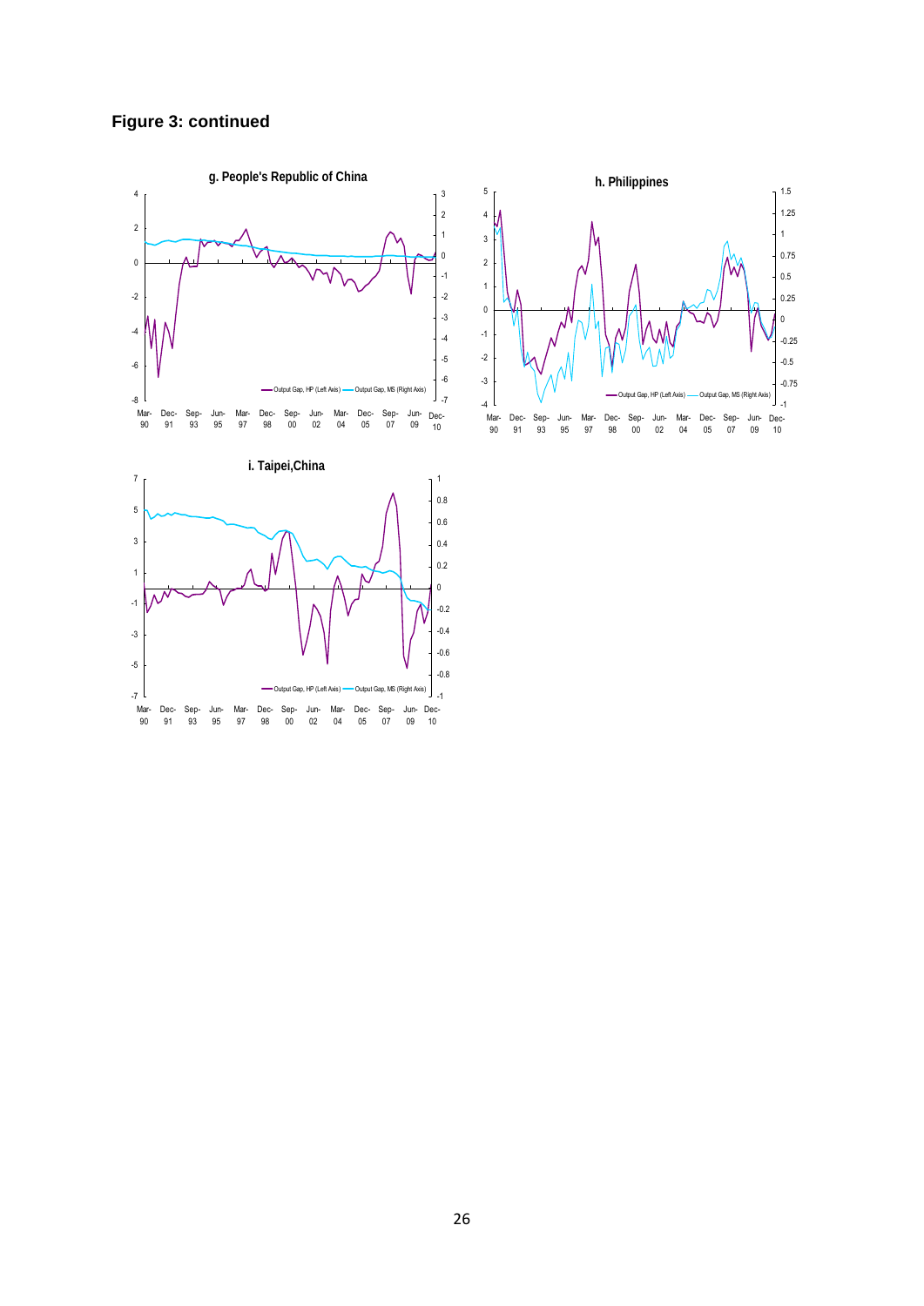**Figure 3: continued**

g. People's Republic of China

4
2
0
-2
-4
-6
-8

3
2
1
0
-1
-2
-3
-4
-5
-6
-7

Output Gap, HP (Left Axis) Output Gap, MS (Right Axis)

Mar-90 Dec-91 Sep-93 Jun-95 Mar-97 Dec-98 Sep-00 Jun-02 Mar-04 Dec-05 Sep-07 Jun-09 Dec-10

h. Philippines

5
4
3
2
1
0
-1
-2
-3
-4

1.5
1.25
1
0.75
0.5
0.25
0
-0.25
-0.5
-0.75
-1

Output Gap, HP (Left Axis) Output Gap, MS (Right Axis)

Mar-90 Dec-91 Sep-93 Jun-95 Mar-97 Dec-98 Sep-00 Jun-02 Mar-04 Dec-05 Sep-07 Jun-09 Dec-10

i. Taipei,China

7
5
3
1
-1
-3
-5
-7

1
0.8
0.6
0.4
0.2
0
-0.2
-0.4
-0.6
-0.8
-1

Output Gap, HP (Left Axis) Output Gap, MS (Right Axis)

Mar-90 Dec-91 Sep-93 Jun-95 Mar-97 Dec-98 Sep-00 Jun-02 Mar-04 Dec-05 Sep-07 Jun-09 Dec-10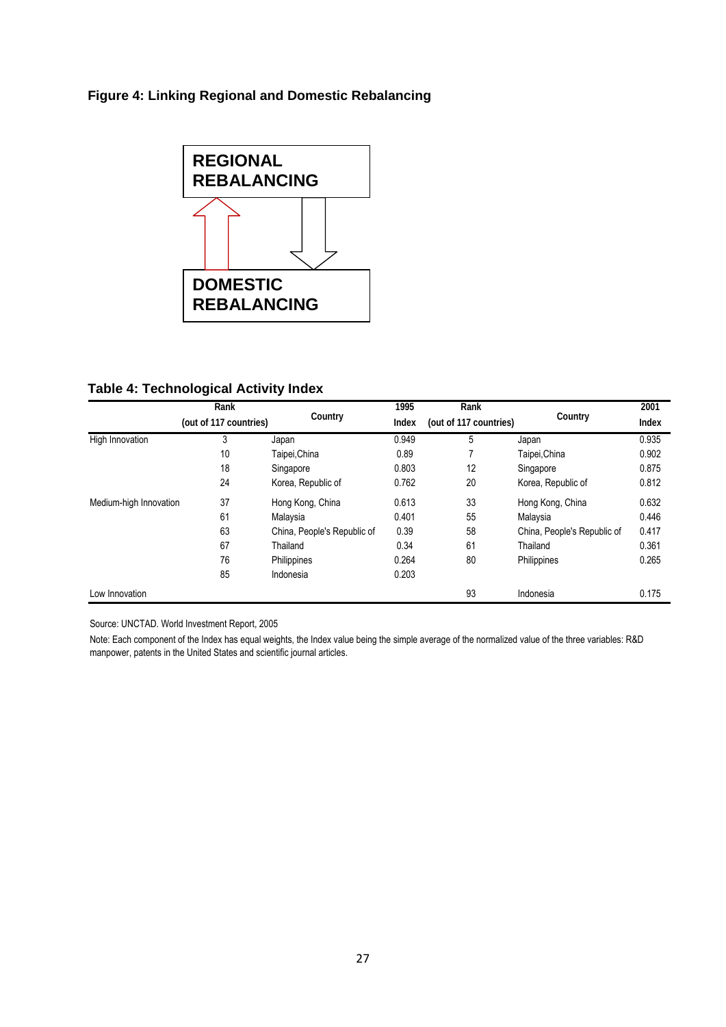**Figure 4: Linking Regional and Domestic Rebalancing**

REGIONAL REBALANCING

DOMESTIC REBALANCING

**Table 4: Technological Activity Index**

| | Rank (out of 117 countries) | Country | 1995 Index | Rank (out of 117 countries) | Country | 2001 Index |
|---|---|---|---|---|---|---|
| High Innovation | 3 | Japan | 0.949 | 5 | Japan | 0.935 |
| | 10 | Taipei,China | 0.89 | 7 | Taipei,China | 0.902 |
| | 18 | Singapore | 0.803 | 12 | Singapore | 0.875 |
| | 24 | Korea, Republic of | 0.762 | 20 | Korea, Republic of | 0.812 |
| Medium-high Innovation | 37 | Hong Kong, China | 0.613 | 33 | Hong Kong, China | 0.632 |
| | 61 | Malaysia | 0.401 | 55 | Malaysia | 0.446 |
| | 63 | China, People's Republic of | 0.39 | 58 | China, People's Republic of | 0.417 |
| | 67 | Thailand | 0.34 | 61 | Thailand | 0.361 |
| | 76 | Philippines | 0.264 | 80 | Philippines | 0.265 |
| | 85 | Indonesia | 0.203 | | | |
| Low Innovation | | | | 93 | Indonesia | 0.175 |

Source: UNCTAD. World Investment Report, 2005

Note: Each component of the Index has equal weights, the Index value being the simple average of the normalized value of the three variables: R&D manpower, patents in the United States and scientific journal articles.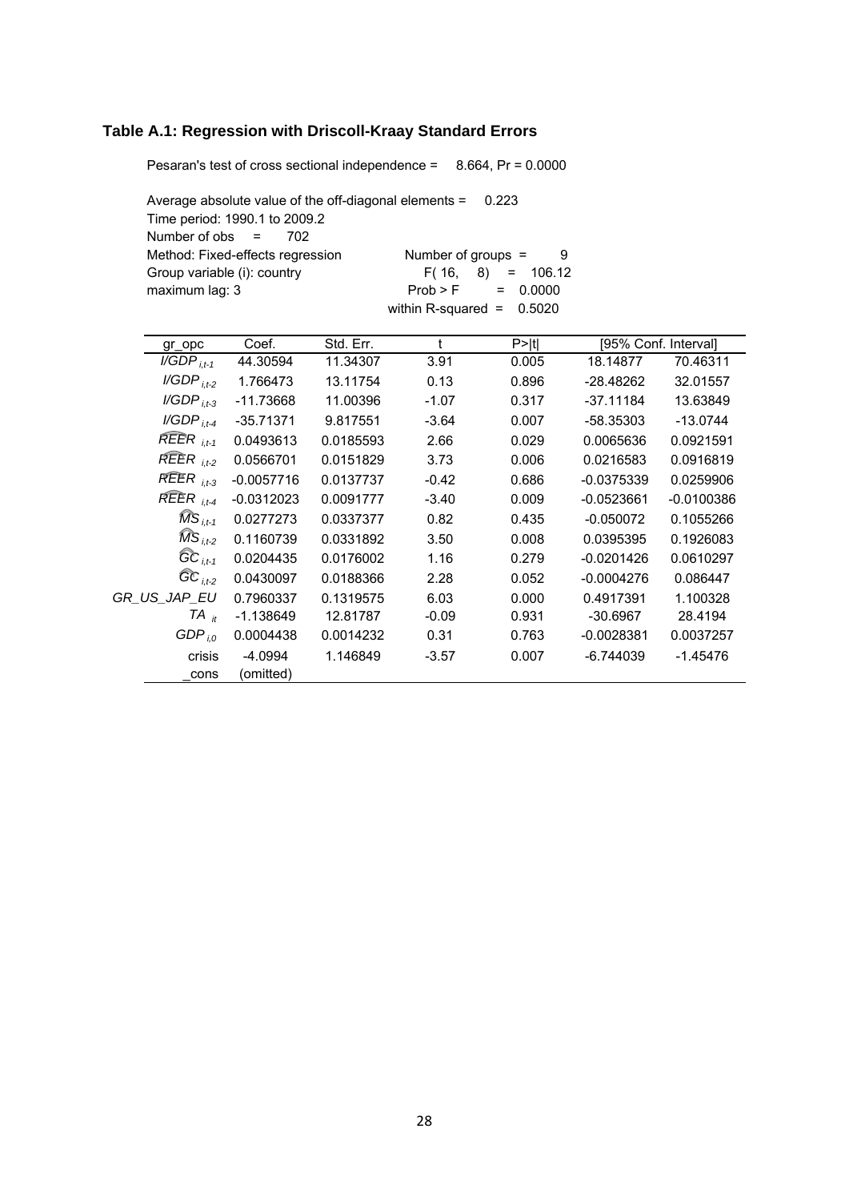### Table A.1: Regression with Driscoll-Kraay Standard Errors

Pesaran's test of cross sectional independence = 8.664, Pr = 0.0000

Average absolute value of the off-diagonal elements = 0.223

Time period: 1990.1 to 2009.2

Number of obs = 702

Method: Fixed-effects regression

Group variable (i): country

maximum lag: 3

Number of groups = 9

F( 16, 8) = 106.12

Prob > F = 0.0000

within R-squared = 0.5020

| gr_opc | Coef. | Std. Err. | t | P>\|t\| | [95% Conf. Interval] | |
|---|---|---|---|---|---|---|
| $I/GDP_{i,t-1}$ | 44.30594 | 11.34307 | 3.91 | 0.005 | 18.14877 | 70.46311 |
| $I/GDP_{i,t-2}$ | 1.766473 | 13.11754 | 0.13 | 0.896 | -28.48262 | 32.01557 |
| $I/GDP_{i,t-3}$ | -11.73668 | 11.00396 | -1.07 | 0.317 | -37.11184 | 13.63849 |
| $I/GDP_{i,t-4}$ | -35.71371 | 9.817551 | -3.64 | 0.007 | -58.35303 | -13.0744 |
| $\widehat{REER}_{i,t-1}$ | 0.0493613 | 0.0185593 | 2.66 | 0.029 | 0.0065636 | 0.0921591 |
| $\widehat{REER}_{i,t-2}$ | 0.0566701 | 0.0151829 | 3.73 | 0.006 | 0.0216583 | 0.0916819 |
| $\widehat{REER}_{i,t-3}$ | -0.0057716 | 0.0137737 | -0.42 | 0.686 | -0.0375339 | 0.0259906 |
| $\widehat{REER}_{i,t-4}$ | -0.0312023 | 0.0091777 | -3.40 | 0.009 | -0.0523661 | -0.0100386 |
| $\widehat{MS}_{i,t-1}$ | 0.0277273 | 0.0337377 | 0.82 | 0.435 | -0.050072 | 0.1055266 |
| $\widehat{MS}_{i,t-2}$ | 0.1160739 | 0.0331892 | 3.50 | 0.008 | 0.0395395 | 0.1926083 |
| $\widehat{GC}_{i,t-1}$ | 0.0204435 | 0.0176002 | 1.16 | 0.279 | -0.0201426 | 0.0610297 |
| $\widehat{GC}_{i,t-2}$ | 0.0430097 | 0.0188366 | 2.28 | 0.052 | -0.0004276 | 0.086447 |
| GR_US_JAP_EU | 0.7960337 | 0.1319575 | 6.03 | 0.000 | 0.4917391 | 1.100328 |
| $TA_{it}$ | -1.138649 | 12.81787 | -0.09 | 0.931 | -30.6967 | 28.4194 |
| $GDP_{i,0}$ | 0.0004438 | 0.0014232 | 0.31 | 0.763 | -0.0028381 | 0.0037257 |
| crisis | -4.0994 | 1.146849 | -3.57 | 0.007 | -6.744039 | -1.45476 |
| _cons | (omitted) | | | | | |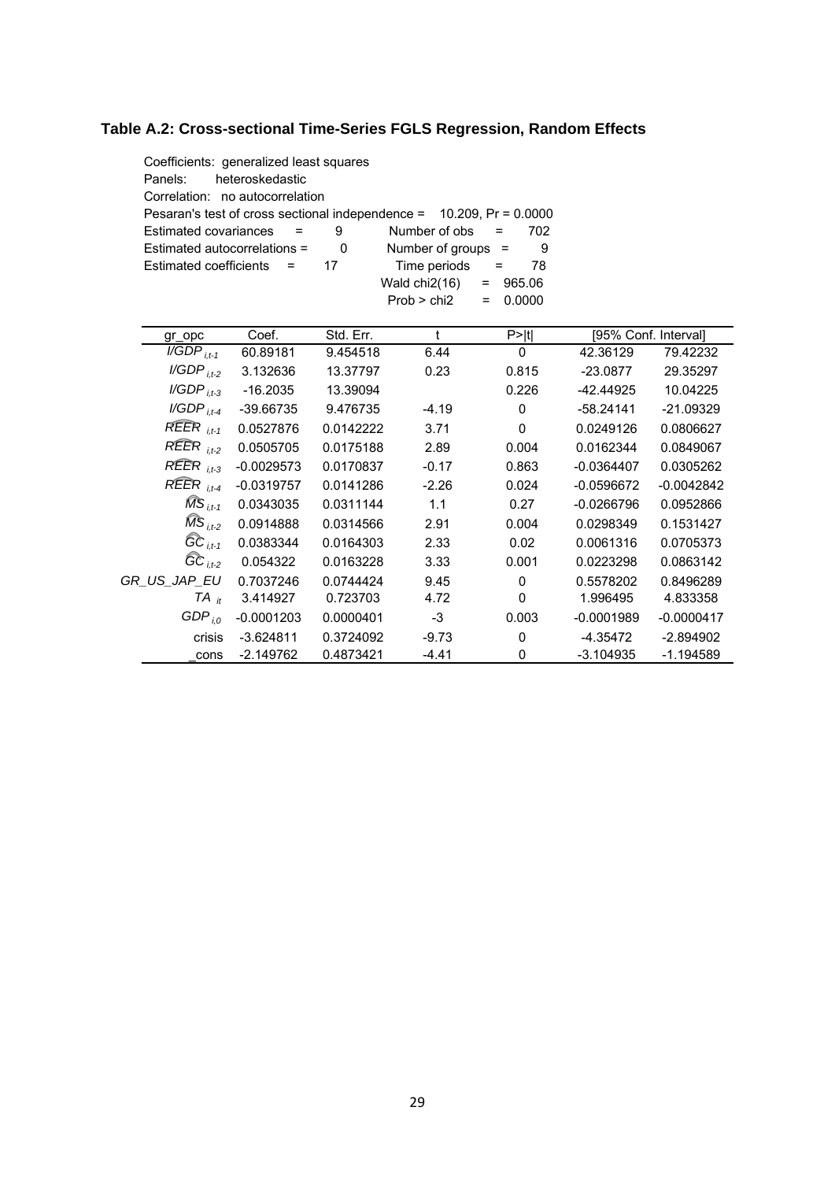### Table A.2: Cross-sectional Time-Series FGLS Regression, Random Effects

Coefficients: generalized least squares
Panels: heteroskedastic
Correlation: no autocorrelation
Pesaran's test of cross sectional independence = 10.209, Pr = 0.0000

| | | | |
|---|---|---|---|
| Estimated covariances = | 9 | Number of obs = | 702 |
| Estimated autocorrelations = | 0 | Number of groups = | 9 |
| Estimated coefficients = | 17 | Time periods = | 78 |
| | | Wald chi2(16) = | 965.06 |
| | | Prob > chi2 = | 0.0000 |

| gr_opc | Coef. | Std. Err. | t | P>\|t\| | [95% Conf. Interval] | |
|---|---|---|---|---|---|---|
| $I/GDP_{i,t-1}$ | 60.89181 | 9.454518 | 6.44 | 0 | 42.36129 | 79.42232 |
| $I/GDP_{i,t-2}$ | 3.132636 | 13.37797 | 0.23 | 0.815 | -23.0877 | 29.35297 |
| $I/GDP_{i,t-3}$ | -16.2035 | 13.39094 | | 0.226 | -42.44925 | 10.04225 |
| $I/GDP_{i,t-4}$ | -39.66735 | 9.476735 | -4.19 | 0 | -58.24141 | -21.09329 |
| $\widehat{REER}_{i,t-1}$ | 0.0527876 | 0.0142222 | 3.71 | 0 | 0.0249126 | 0.0806627 |
| $\widehat{REER}_{i,t-2}$ | 0.0505705 | 0.0175188 | 2.89 | 0.004 | 0.0162344 | 0.0849067 |
| $\widehat{REER}_{i,t-3}$ | -0.0029573 | 0.0170837 | -0.17 | 0.863 | -0.0364407 | 0.0305262 |
| $\widehat{REER}_{i,t-4}$ | -0.0319757 | 0.0141286 | -2.26 | 0.024 | -0.0596672 | -0.0042842 |
| $\widehat{MS}_{i,t-1}$ | 0.0343035 | 0.0311144 | 1.1 | 0.27 | -0.0266796 | 0.0952866 |
| $\widehat{MS}_{i,t-2}$ | 0.0914888 | 0.0314566 | 2.91 | 0.004 | 0.0298349 | 0.1531427 |
| $\widehat{GC}_{i,t-1}$ | 0.0383344 | 0.0164303 | 2.33 | 0.02 | 0.0061316 | 0.0705373 |
| $\widehat{GC}_{i,t-2}$ | 0.054322 | 0.0163228 | 3.33 | 0.001 | 0.0223298 | 0.0863142 |
| GR_US_JAP_EU | 0.7037246 | 0.0744424 | 9.45 | 0 | 0.5578202 | 0.8496289 |
| $TA_{it}$ | 3.414927 | 0.723703 | 4.72 | 0 | 1.996495 | 4.833358 |
| $GDP_{i,0}$ | -0.0001203 | 0.0000401 | -3 | 0.003 | -0.0001989 | -0.0000417 |
| crisis | -3.624811 | 0.3724092 | -9.73 | 0 | -4.35472 | -2.894902 |
| _cons | -2.149762 | 0.4873421 | -4.41 | 0 | -3.104935 | -1.194589 |